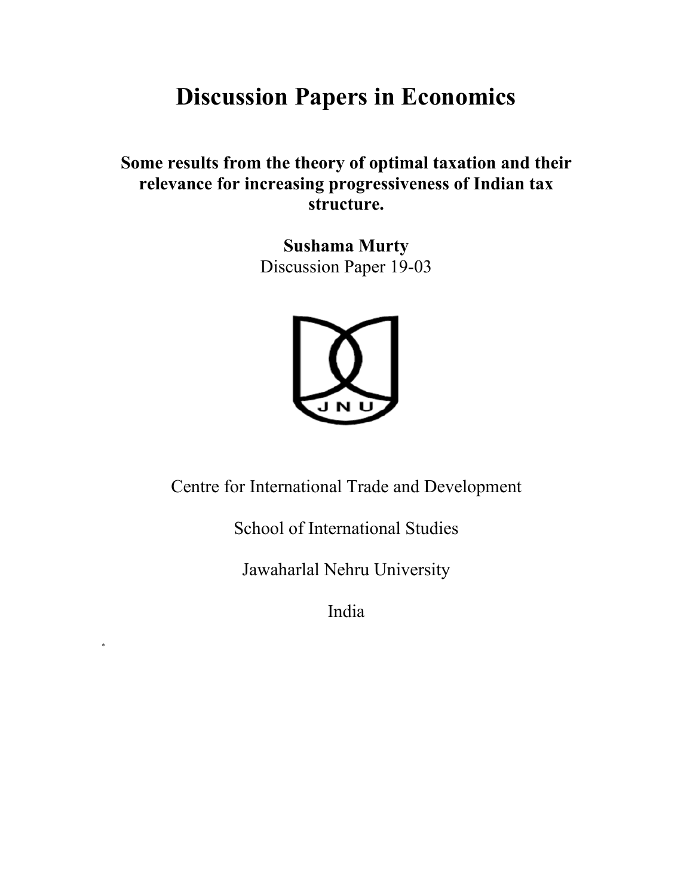# Discussion Papers in Economics

**Some results from the theory of optimal taxation and their relevance for increasing progressiveness of Indian tax structure.**

**Sushama Murty**

Discussion Paper 19-03

Centre for International Trade and Development

School of International Studies

Jawaharlal Nehru University

India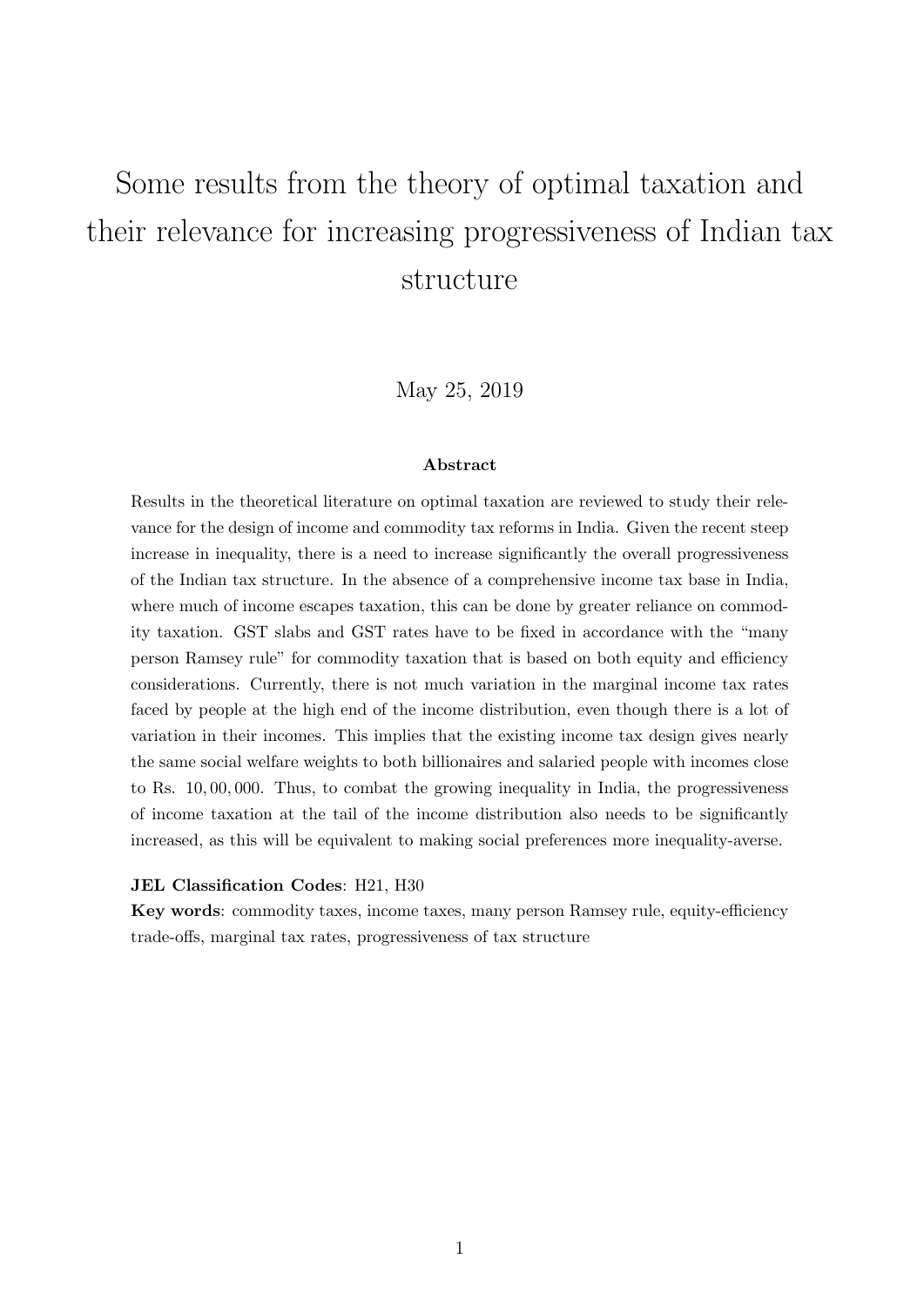# Some results from the theory of optimal taxation and their relevance for increasing progressiveness of Indian tax structure

May 25, 2019

**Abstract**

Results in the theoretical literature on optimal taxation are reviewed to study their relevance for the design of income and commodity tax reforms in India. Given the recent steep increase in inequality, there is a need to increase significantly the overall progressiveness of the Indian tax structure. In the absence of a comprehensive income tax base in India, where much of income escapes taxation, this can be done by greater reliance on commodity taxation. GST slabs and GST rates have to be fixed in accordance with the "many person Ramsey rule" for commodity taxation that is based on both equity and efficiency considerations. Currently, there is not much variation in the marginal income tax rates faced by people at the high end of the income distribution, even though there is a lot of variation in their incomes. This implies that the existing income tax design gives nearly the same social welfare weights to both billionaires and salaried people with incomes close to Rs. 10, 00, 000. Thus, to combat the growing inequality in India, the progressiveness of income taxation at the tail of the income distribution also needs to be significantly increased, as this will be equivalent to making social preferences more inequality-averse.

**JEL Classification Codes**: H21, H30

**Key words**: commodity taxes, income taxes, many person Ramsey rule, equity-efficiency trade-offs, marginal tax rates, progressiveness of tax structure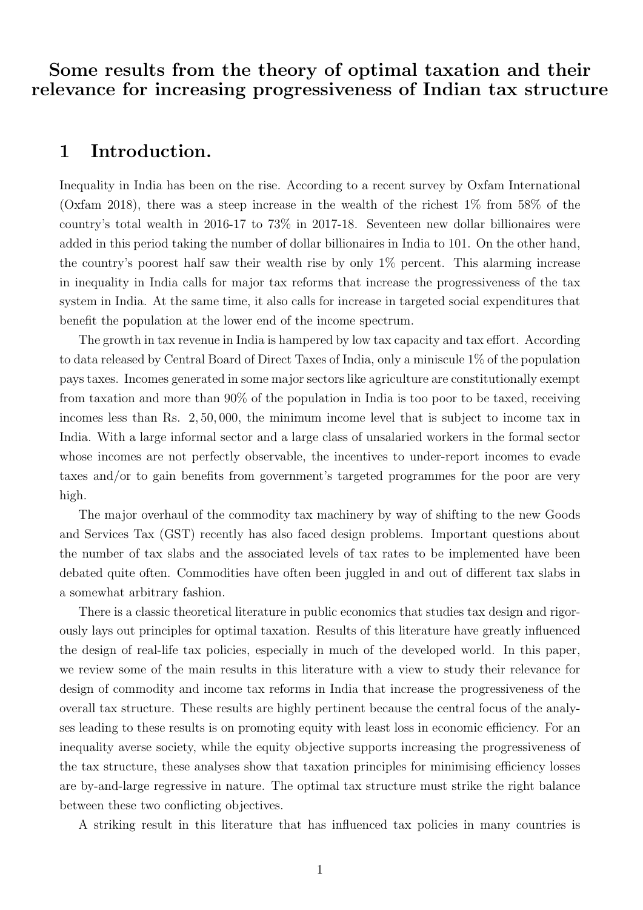# Some results from the theory of optimal taxation and their relevance for increasing progressiveness of Indian tax structure

## 1 Introduction.

Inequality in India has been on the rise. According to a recent survey by Oxfam International (Oxfam 2018), there was a steep increase in the wealth of the richest 1% from 58% of the country's total wealth in 2016-17 to 73% in 2017-18. Seventeen new dollar billionaires were added in this period taking the number of dollar billionaires in India to 101. On the other hand, the country's poorest half saw their wealth rise by only 1% percent. This alarming increase in inequality in India calls for major tax reforms that increase the progressiveness of the tax system in India. At the same time, it also calls for increase in targeted social expenditures that benefit the population at the lower end of the income spectrum.

The growth in tax revenue in India is hampered by low tax capacity and tax effort. According to data released by Central Board of Direct Taxes of India, only a miniscule 1% of the population pays taxes. Incomes generated in some major sectors like agriculture are constitutionally exempt from taxation and more than 90% of the population in India is too poor to be taxed, receiving incomes less than Rs. 2, 50, 000, the minimum income level that is subject to income tax in India. With a large informal sector and a large class of unsalaried workers in the formal sector whose incomes are not perfectly observable, the incentives to under-report incomes to evade taxes and/or to gain benefits from government's targeted programmes for the poor are very high.

The major overhaul of the commodity tax machinery by way of shifting to the new Goods and Services Tax (GST) recently has also faced design problems. Important questions about the number of tax slabs and the associated levels of tax rates to be implemented have been debated quite often. Commodities have often been juggled in and out of different tax slabs in a somewhat arbitrary fashion.

There is a classic theoretical literature in public economics that studies tax design and rigorously lays out principles for optimal taxation. Results of this literature have greatly influenced the design of real-life tax policies, especially in much of the developed world. In this paper, we review some of the main results in this literature with a view to study their relevance for design of commodity and income tax reforms in India that increase the progressiveness of the overall tax structure. These results are highly pertinent because the central focus of the analyses leading to these results is on promoting equity with least loss in economic efficiency. For an inequality averse society, while the equity objective supports increasing the progressiveness of the tax structure, these analyses show that taxation principles for minimising efficiency losses are by-and-large regressive in nature. The optimal tax structure must strike the right balance between these two conflicting objectives.

A striking result in this literature that has influenced tax policies in many countries is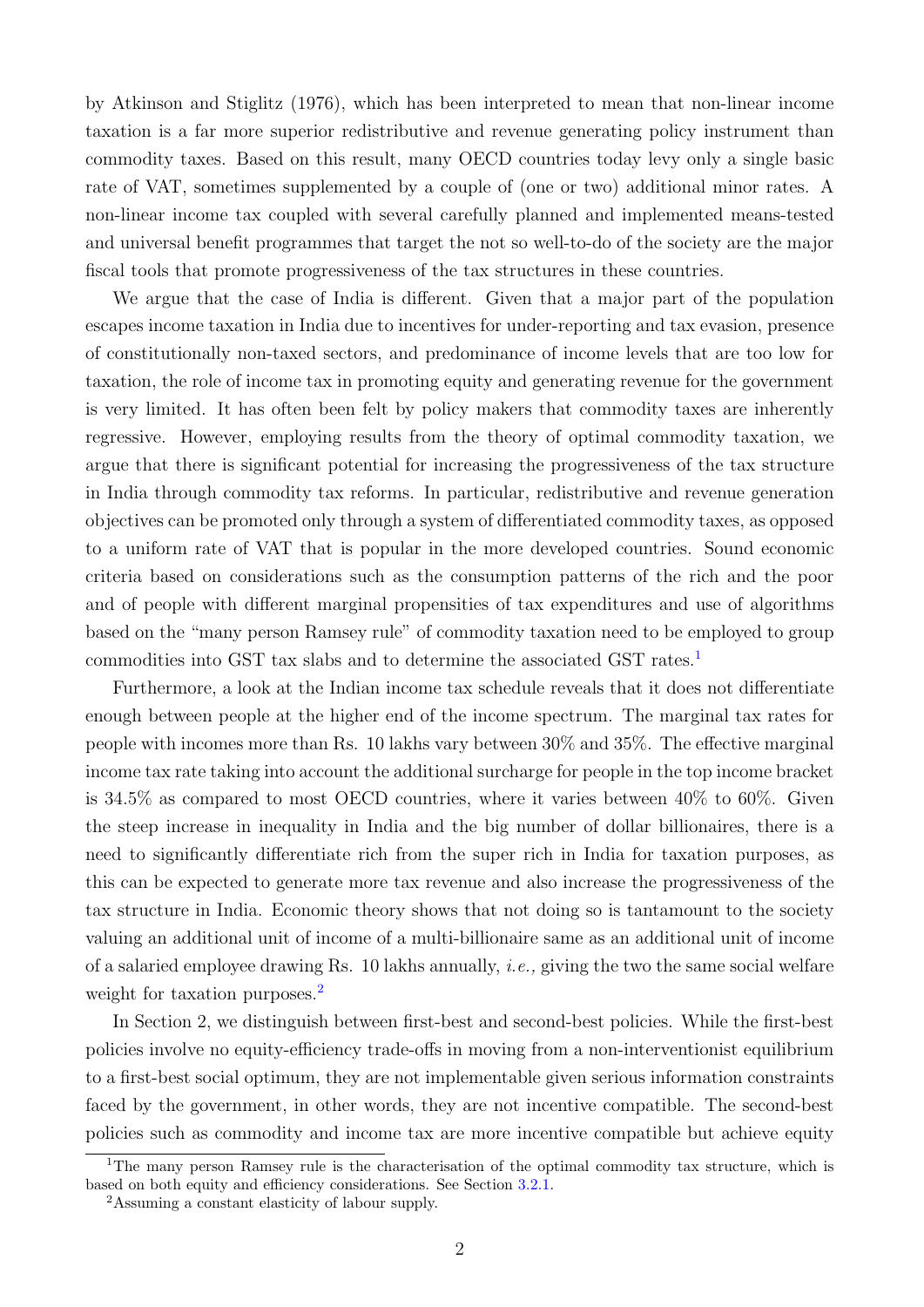by Atkinson and Stiglitz (1976), which has been interpreted to mean that non-linear income taxation is a far more superior redistributive and revenue generating policy instrument than commodity taxes. Based on this result, many OECD countries today levy only a single basic rate of VAT, sometimes supplemented by a couple of (one or two) additional minor rates. A non-linear income tax coupled with several carefully planned and implemented means-tested and universal benefit programmes that target the not so well-to-do of the society are the major fiscal tools that promote progressiveness of the tax structures in these countries.

We argue that the case of India is different. Given that a major part of the population escapes income taxation in India due to incentives for under-reporting and tax evasion, presence of constitutionally non-taxed sectors, and predominance of income levels that are too low for taxation, the role of income tax in promoting equity and generating revenue for the government is very limited. It has often been felt by policy makers that commodity taxes are inherently regressive. However, employing results from the theory of optimal commodity taxation, we argue that there is significant potential for increasing the progressiveness of the tax structure in India through commodity tax reforms. In particular, redistributive and revenue generation objectives can be promoted only through a system of differentiated commodity taxes, as opposed to a uniform rate of VAT that is popular in the more developed countries. Sound economic criteria based on considerations such as the consumption patterns of the rich and the poor and of people with different marginal propensities of tax expenditures and use of algorithms based on the "many person Ramsey rule" of commodity taxation need to be employed to group commodities into GST tax slabs and to determine the associated GST rates.[1]

Furthermore, a look at the Indian income tax schedule reveals that it does not differentiate enough between people at the higher end of the income spectrum. The marginal tax rates for people with incomes more than Rs. 10 lakhs vary between 30% and 35%. The effective marginal income tax rate taking into account the additional surcharge for people in the top income bracket is 34.5% as compared to most OECD countries, where it varies between 40% to 60%. Given the steep increase in inequality in India and the big number of dollar billionaires, there is a need to significantly differentiate rich from the super rich in India for taxation purposes, as this can be expected to generate more tax revenue and also increase the progressiveness of the tax structure in India. Economic theory shows that not doing so is tantamount to the society valuing an additional unit of income of a multi-billionaire same as an additional unit of income of a salaried employee drawing Rs. 10 lakhs annually, *i.e.,* giving the two the same social welfare weight for taxation purposes.[2]

In Section 2, we distinguish between first-best and second-best policies. While the first-best policies involve no equity-efficiency trade-offs in moving from a non-interventionist equilibrium to a first-best social optimum, they are not implementable given serious information constraints faced by the government, in other words, they are not incentive compatible. The second-best policies such as commodity and income tax are more incentive compatible but achieve equity

[1] The many person Ramsey rule is the characterisation of the optimal commodity tax structure, which is based on both equity and efficiency considerations. See Section 3.2.1.

[2] Assuming a constant elasticity of labour supply.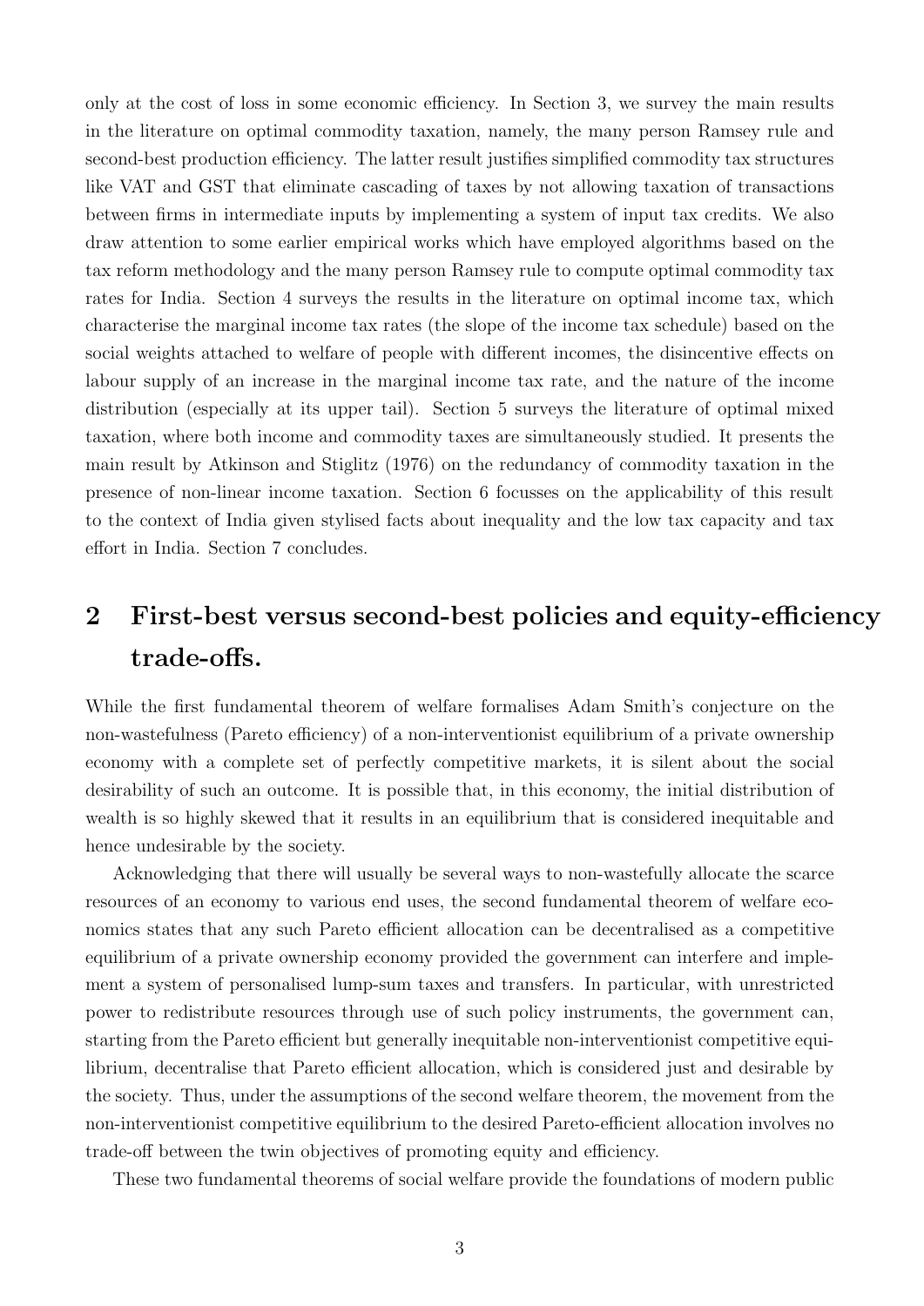only at the cost of loss in some economic efficiency. In Section 3, we survey the main results in the literature on optimal commodity taxation, namely, the many person Ramsey rule and second-best production efficiency. The latter result justifies simplified commodity tax structures like VAT and GST that eliminate cascading of taxes by not allowing taxation of transactions between firms in intermediate inputs by implementing a system of input tax credits. We also draw attention to some earlier empirical works which have employed algorithms based on the tax reform methodology and the many person Ramsey rule to compute optimal commodity tax rates for India. Section 4 surveys the results in the literature on optimal income tax, which characterise the marginal income tax rates (the slope of the income tax schedule) based on the social weights attached to welfare of people with different incomes, the disincentive effects on labour supply of an increase in the marginal income tax rate, and the nature of the income distribution (especially at its upper tail). Section 5 surveys the literature of optimal mixed taxation, where both income and commodity taxes are simultaneously studied. It presents the main result by Atkinson and Stiglitz (1976) on the redundancy of commodity taxation in the presence of non-linear income taxation. Section 6 focusses on the applicability of this result to the context of India given stylised facts about inequality and the low tax capacity and tax effort in India. Section 7 concludes.

## 2 First-best versus second-best policies and equity-efficiency trade-offs.

While the first fundamental theorem of welfare formalises Adam Smith's conjecture on the non-wastefulness (Pareto efficiency) of a non-interventionist equilibrium of a private ownership economy with a complete set of perfectly competitive markets, it is silent about the social desirability of such an outcome. It is possible that, in this economy, the initial distribution of wealth is so highly skewed that it results in an equilibrium that is considered inequitable and hence undesirable by the society.

Acknowledging that there will usually be several ways to non-wastefully allocate the scarce resources of an economy to various end uses, the second fundamental theorem of welfare economics states that any such Pareto efficient allocation can be decentralised as a competitive equilibrium of a private ownership economy provided the government can interfere and implement a system of personalised lump-sum taxes and transfers. In particular, with unrestricted power to redistribute resources through use of such policy instruments, the government can, starting from the Pareto efficient but generally inequitable non-interventionist competitive equilibrium, decentralise that Pareto efficient allocation, which is considered just and desirable by the society. Thus, under the assumptions of the second welfare theorem, the movement from the non-interventionist competitive equilibrium to the desired Pareto-efficient allocation involves no trade-off between the twin objectives of promoting equity and efficiency.

These two fundamental theorems of social welfare provide the foundations of modern public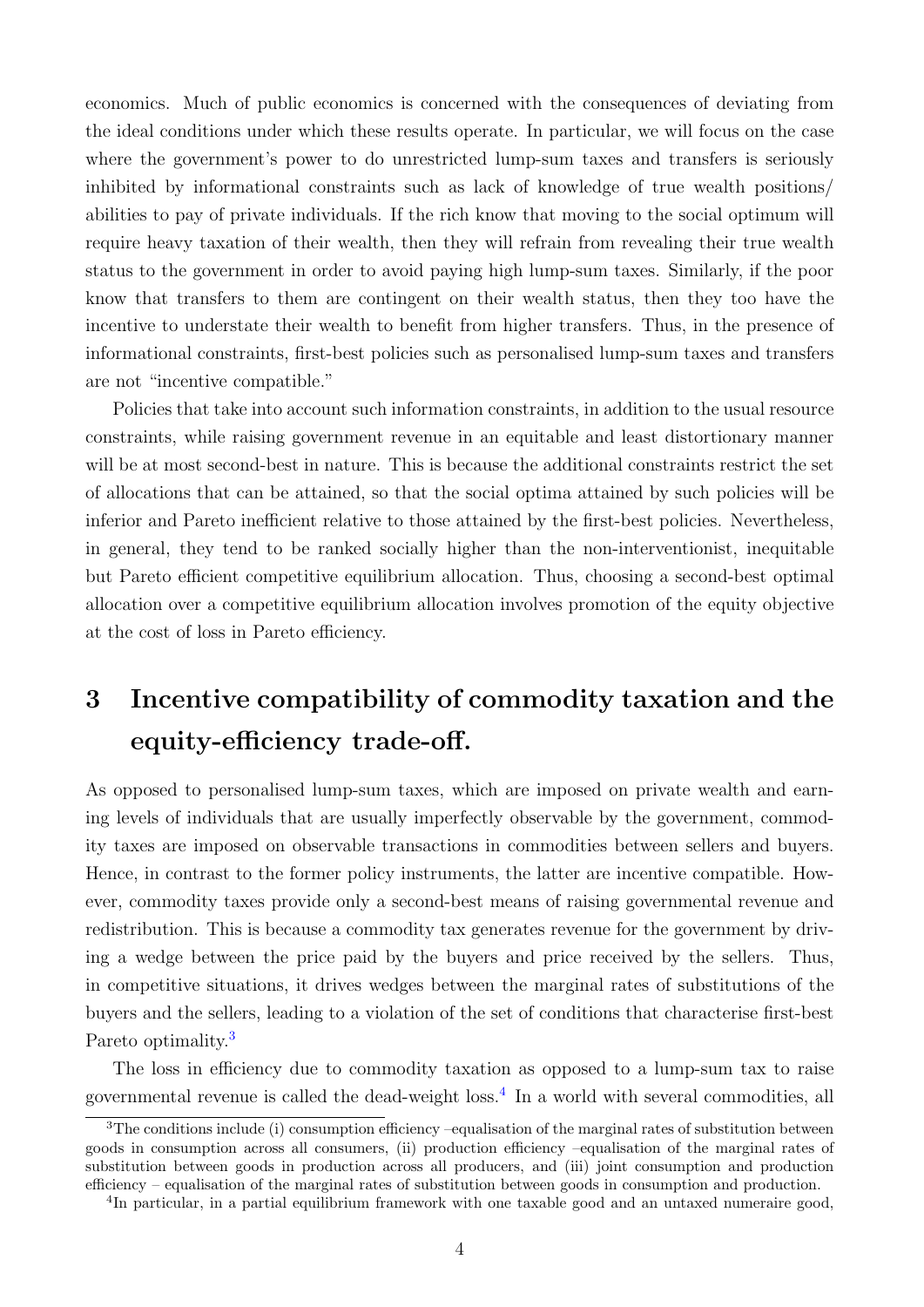economics. Much of public economics is concerned with the consequences of deviating from the ideal conditions under which these results operate. In particular, we will focus on the case where the government's power to do unrestricted lump-sum taxes and transfers is seriously inhibited by informational constraints such as lack of knowledge of true wealth positions/ abilities to pay of private individuals. If the rich know that moving to the social optimum will require heavy taxation of their wealth, then they will refrain from revealing their true wealth status to the government in order to avoid paying high lump-sum taxes. Similarly, if the poor know that transfers to them are contingent on their wealth status, then they too have the incentive to understate their wealth to benefit from higher transfers. Thus, in the presence of informational constraints, first-best policies such as personalised lump-sum taxes and transfers are not "incentive compatible."

Policies that take into account such information constraints, in addition to the usual resource constraints, while raising government revenue in an equitable and least distortionary manner will be at most second-best in nature. This is because the additional constraints restrict the set of allocations that can be attained, so that the social optima attained by such policies will be inferior and Pareto inefficient relative to those attained by the first-best policies. Nevertheless, in general, they tend to be ranked socially higher than the non-interventionist, inequitable but Pareto efficient competitive equilibrium allocation. Thus, choosing a second-best optimal allocation over a competitive equilibrium allocation involves promotion of the equity objective at the cost of loss in Pareto efficiency.

# 3 Incentive compatibility of commodity taxation and the equity-efficiency trade-off.

As opposed to personalised lump-sum taxes, which are imposed on private wealth and earning levels of individuals that are usually imperfectly observable by the government, commodity taxes are imposed on observable transactions in commodities between sellers and buyers. Hence, in contrast to the former policy instruments, the latter are incentive compatible. However, commodity taxes provide only a second-best means of raising governmental revenue and redistribution. This is because a commodity tax generates revenue for the government by driving a wedge between the price paid by the buyers and price received by the sellers. Thus, in competitive situations, it drives wedges between the marginal rates of substitutions of the buyers and the sellers, leading to a violation of the set of conditions that characterise first-best Pareto optimality.[3]

The loss in efficiency due to commodity taxation as opposed to a lump-sum tax to raise governmental revenue is called the dead-weight loss.[4] In a world with several commodities, all

[3] The conditions include (i) consumption efficiency –equalisation of the marginal rates of substitution between goods in consumption across all consumers, (ii) production efficiency –equalisation of the marginal rates of substitution between goods in production across all producers, and (iii) joint consumption and production efficiency – equalisation of the marginal rates of substitution between goods in consumption and production.

[4] In particular, in a partial equilibrium framework with one taxable good and an untaxed numeraire good,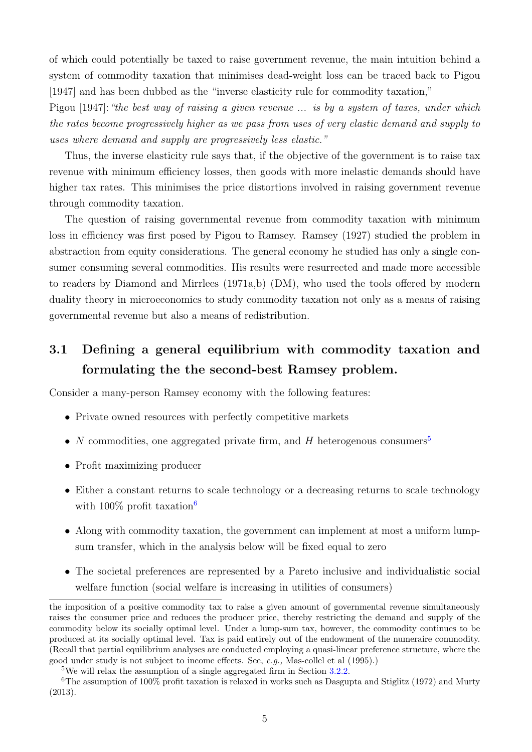of which could potentially be taxed to raise government revenue, the main intuition behind a system of commodity taxation that minimises dead-weight loss can be traced back to Pigou [1947] and has been dubbed as the "inverse elasticity rule for commodity taxation,"

Pigou [1947]: *"the best way of raising a given revenue ... is by a system of taxes, under which the rates become progressively higher as we pass from uses of very elastic demand and supply to uses where demand and supply are progressively less elastic."*

Thus, the inverse elasticity rule says that, if the objective of the government is to raise tax revenue with minimum efficiency losses, then goods with more inelastic demands should have higher tax rates. This minimises the price distortions involved in raising government revenue through commodity taxation.

The question of raising governmental revenue from commodity taxation with minimum loss in efficiency was first posed by Pigou to Ramsey. Ramsey (1927) studied the problem in abstraction from equity considerations. The general economy he studied has only a single consumer consuming several commodities. His results were resurrected and made more accessible to readers by Diamond and Mirrlees (1971a,b) (DM), who used the tools offered by modern duality theory in microeconomics to study commodity taxation not only as a means of raising governmental revenue but also a means of redistribution.

## 3.1 Defining a general equilibrium with commodity taxation and formulating the the second-best Ramsey problem.

Consider a many-person Ramsey economy with the following features:

- Private owned resources with perfectly competitive markets
- $N$ commodities, one aggregated private firm, and $H$ heterogenous consumers[5]
- Profit maximizing producer
- Either a constant returns to scale technology or a decreasing returns to scale technology with 100% profit taxation[6]
- Along with commodity taxation, the government can implement at most a uniform lump-sum transfer, which in the analysis below will be fixed equal to zero
- The societal preferences are represented by a Pareto inclusive and individualistic social welfare function (social welfare is increasing in utilities of consumers)

---

the imposition of a positive commodity tax to raise a given amount of governmental revenue simultaneously raises the consumer price and reduces the producer price, thereby restricting the demand and supply of the commodity below its socially optimal level. Under a lump-sum tax, however, the commodity continues to be produced at its socially optimal level. Tax is paid entirely out of the endowment of the numeraire commodity. (Recall that partial equilibrium analyses are conducted employing a quasi-linear preference structure, where the good under study is not subject to income effects. See, *e.g.*, Mas-collel et al (1995).)

[5] We will relax the assumption of a single aggregated firm in Section 3.2.2.

[6] The assumption of 100% profit taxation is relaxed in works such as Dasgupta and Stiglitz (1972) and Murty (2013).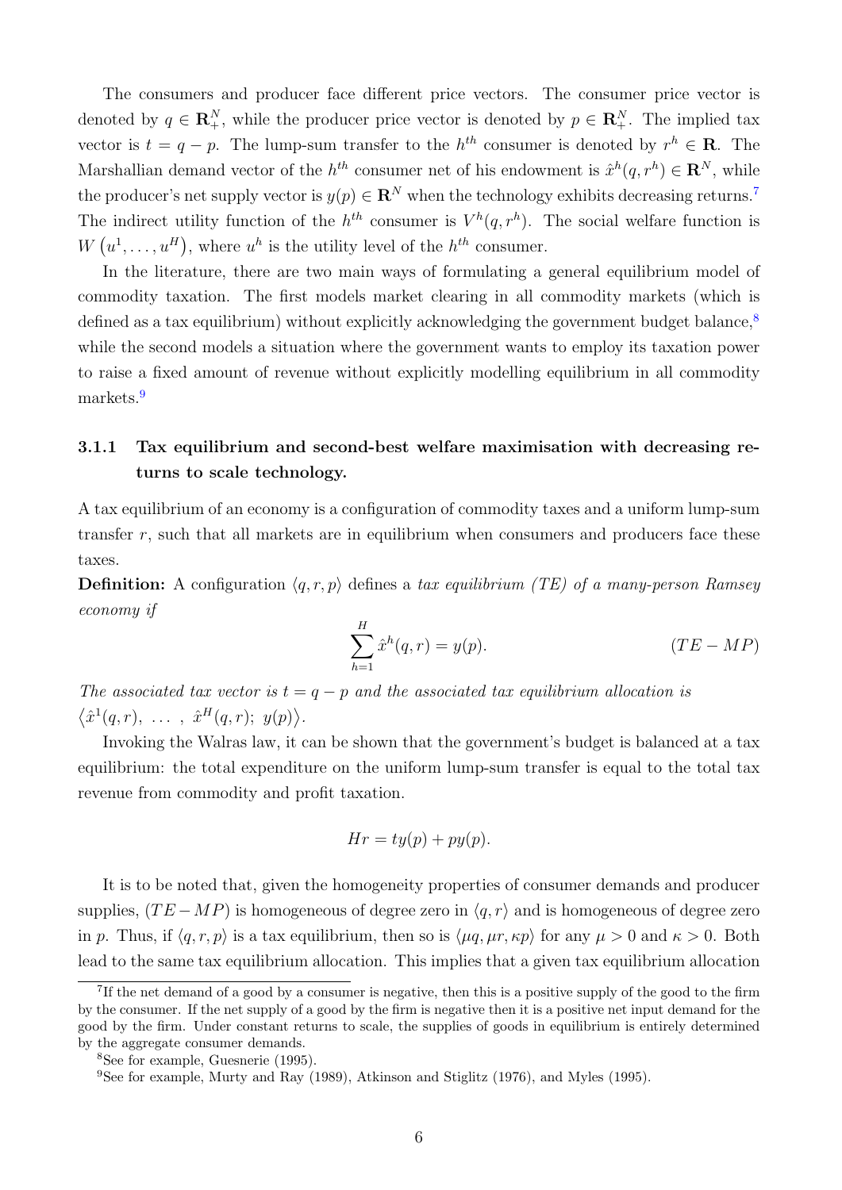The consumers and producer face different price vectors. The consumer price vector is denoted by $q \in \mathbf{R}^N_+$, while the producer price vector is denoted by $p \in \mathbf{R}^N_+$. The implied tax vector is $t = q - p$. The lump-sum transfer to the $h^{th}$ consumer is denoted by $r^h \in \mathbf{R}$. The Marshallian demand vector of the $h^{th}$ consumer net of his endowment is $\hat{x}^h(q, r^h) \in \mathbf{R}^N$, while the producer's net supply vector is $y(p) \in \mathbf{R}^N$ when the technology exhibits decreasing returns.[7] The indirect utility function of the $h^{th}$ consumer is $V^h(q, r^h)$. The social welfare function is $W\left(u^1, \ldots, u^H\right)$, where $u^h$ is the utility level of the $h^{th}$ consumer.

In the literature, there are two main ways of formulating a general equilibrium model of commodity taxation. The first models market clearing in all commodity markets (which is defined as a tax equilibrium) without explicitly acknowledging the government budget balance,[8] while the second models a situation where the government wants to employ its taxation power to raise a fixed amount of revenue without explicitly modelling equilibrium in all commodity markets.[9]

### 3.1.1 Tax equilibrium and second-best welfare maximisation with decreasing returns to scale technology.

A tax equilibrium of an economy is a configuration of commodity taxes and a uniform lump-sum transfer $r$, such that all markets are in equilibrium when consumers and producers face these taxes.

**Definition:** A configuration $\langle q, r, p \rangle$ defines a *tax equilibrium (TE) of a many-person Ramsey economy if*

$$\sum_{h=1}^{H} \hat{x}^h(q, r) = y(p). \qquad (TE - MP)$$

*The associated tax vector is $t = q - p$ and the associated tax equilibrium allocation is* $\left\langle \hat{x}^1(q, r),\ \ldots\ ,\ \hat{x}^H(q, r);\ y(p) \right\rangle$.

Invoking the Walras law, it can be shown that the government's budget is balanced at a tax equilibrium: the total expenditure on the uniform lump-sum transfer is equal to the total tax revenue from commodity and profit taxation.

$$Hr = ty(p) + py(p).$$

It is to be noted that, given the homogeneity properties of consumer demands and producer supplies, $(TE-MP)$ is homogeneous of degree zero in $\langle q, r \rangle$ and is homogeneous of degree zero in $p$. Thus, if $\langle q, r, p \rangle$ is a tax equilibrium, then so is $\langle \mu q, \mu r, \kappa p \rangle$ for any $\mu > 0$ and $\kappa > 0$. Both lead to the same tax equilibrium allocation. This implies that a given tax equilibrium allocation

[7] If the net demand of a good by a consumer is negative, then this is a positive supply of the good to the firm by the consumer. If the net supply of a good by the firm is negative then it is a positive net input demand for the good by the firm. Under constant returns to scale, the supplies of goods in equilibrium is entirely determined by the aggregate consumer demands.

[8] See for example, Guesnerie (1995).

[9] See for example, Murty and Ray (1989), Atkinson and Stiglitz (1976), and Myles (1995).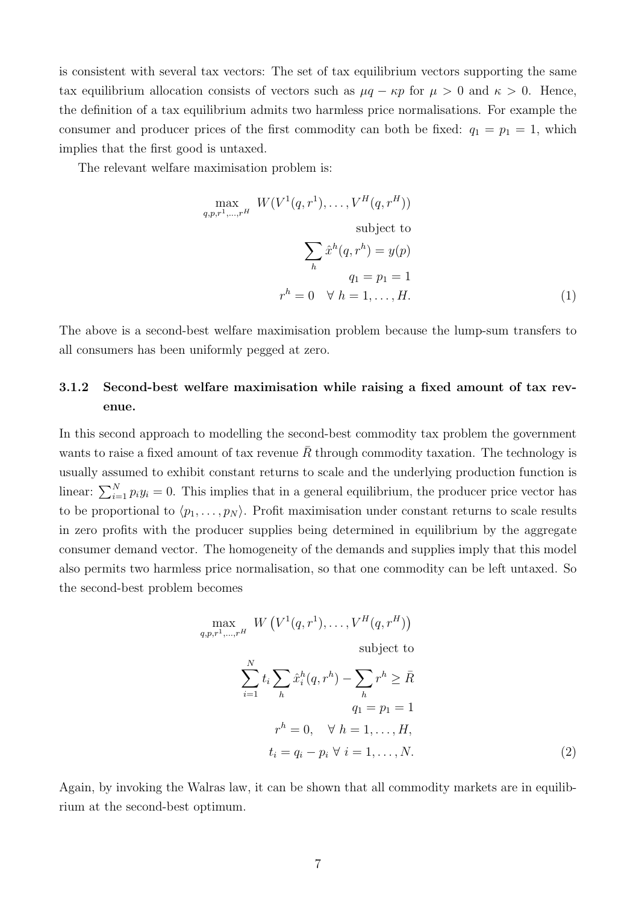is consistent with several tax vectors: The set of tax equilibrium vectors supporting the same tax equilibrium allocation consists of vectors such as $\mu q - \kappa p$ for $\mu > 0$ and $\kappa > 0$. Hence, the definition of a tax equilibrium admits two harmless price normalisations. For example the consumer and producer prices of the first commodity can both be fixed: $q_1 = p_1 = 1$, which implies that the first good is untaxed.

The relevant welfare maximisation problem is:

$$
\begin{aligned}
\max_{q,p,r^1,\dots,r^H} \quad & W(V^1(q,r^1),\dots,V^H(q,r^H)) \\
& \text{subject to} \\
& \sum_h \hat{x}^h(q,r^h) = y(p) \\
& q_1 = p_1 = 1 \\
& r^h = 0 \quad \forall\ h = 1,\dots,H.
\end{aligned} \tag{1}
$$

The above is a second-best welfare maximisation problem because the lump-sum transfers to all consumers has been uniformly pegged at zero.

### 3.1.2 Second-best welfare maximisation while raising a fixed amount of tax revenue.

In this second approach to modelling the second-best commodity tax problem the government wants to raise a fixed amount of tax revenue $\bar{R}$ through commodity taxation. The technology is usually assumed to exhibit constant returns to scale and the underlying production function is linear: $\sum_{i=1}^{N} p_i y_i = 0$. This implies that in a general equilibrium, the producer price vector has to be proportional to $\langle p_1,\dots,p_N \rangle$. Profit maximisation under constant returns to scale results in zero profits with the producer supplies being determined in equilibrium by the aggregate consumer demand vector. The homogeneity of the demands and supplies imply that this model also permits two harmless price normalisation, so that one commodity can be left untaxed. So the second-best problem becomes

$$
\begin{aligned}
\max_{q,p,r^1,\dots,r^H} \quad & W\left(V^1(q,r^1),\dots,V^H(q,r^H)\right) \\
& \text{subject to} \\
& \sum_{i=1}^{N} t_i \sum_h \hat{x}_i^h(q,r^h) - \sum_h r^h \geq \bar{R} \\
& q_1 = p_1 = 1 \\
& r^h = 0, \quad \forall\ h = 1,\dots,H, \\
& t_i = q_i - p_i \ \forall\ i = 1,\dots,N.
\end{aligned} \tag{2}
$$

Again, by invoking the Walras law, it can be shown that all commodity markets are in equilibrium at the second-best optimum.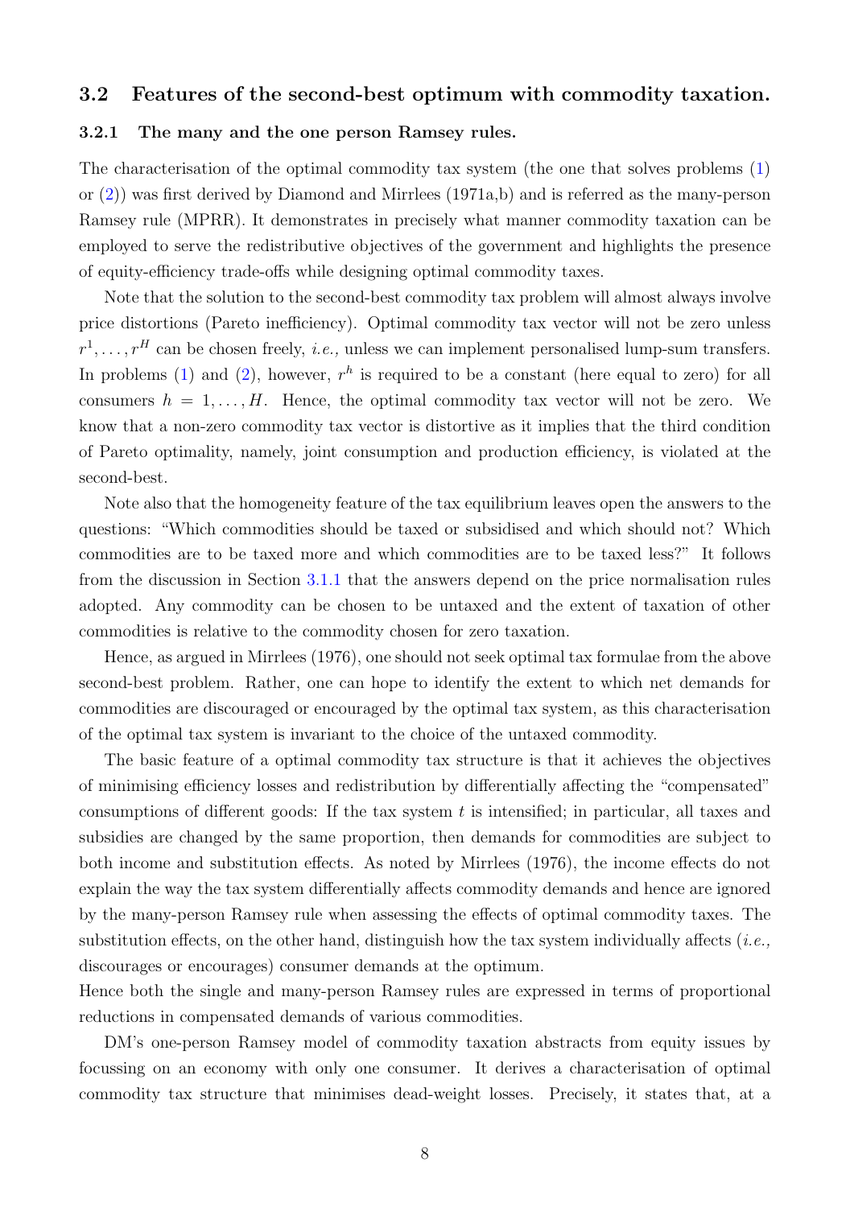## 3.2 Features of the second-best optimum with commodity taxation.

### 3.2.1 The many and the one person Ramsey rules.

The characterisation of the optimal commodity tax system (the one that solves problems (1) or (2)) was first derived by Diamond and Mirrlees (1971a,b) and is referred as the many-person Ramsey rule (MPRR). It demonstrates in precisely what manner commodity taxation can be employed to serve the redistributive objectives of the government and highlights the presence of equity-efficiency trade-offs while designing optimal commodity taxes.

Note that the solution to the second-best commodity tax problem will almost always involve price distortions (Pareto inefficiency). Optimal commodity tax vector will not be zero unless $r^1, \ldots, r^H$ can be chosen freely, *i.e.,* unless we can implement personalised lump-sum transfers. In problems (1) and (2), however, $r^h$ is required to be a constant (here equal to zero) for all consumers $h = 1, \ldots, H$. Hence, the optimal commodity tax vector will not be zero. We know that a non-zero commodity tax vector is distortive as it implies that the third condition of Pareto optimality, namely, joint consumption and production efficiency, is violated at the second-best.

Note also that the homogeneity feature of the tax equilibrium leaves open the answers to the questions: "Which commodities should be taxed or subsidised and which should not? Which commodities are to be taxed more and which commodities are to be taxed less?" It follows from the discussion in Section 3.1.1 that the answers depend on the price normalisation rules adopted. Any commodity can be chosen to be untaxed and the extent of taxation of other commodities is relative to the commodity chosen for zero taxation.

Hence, as argued in Mirrlees (1976), one should not seek optimal tax formulae from the above second-best problem. Rather, one can hope to identify the extent to which net demands for commodities are discouraged or encouraged by the optimal tax system, as this characterisation of the optimal tax system is invariant to the choice of the untaxed commodity.

The basic feature of a optimal commodity tax structure is that it achieves the objectives of minimising efficiency losses and redistribution by differentially affecting the "compensated" consumptions of different goods: If the tax system $t$ is intensified; in particular, all taxes and subsidies are changed by the same proportion, then demands for commodities are subject to both income and substitution effects. As noted by Mirrlees (1976), the income effects do not explain the way the tax system differentially affects commodity demands and hence are ignored by the many-person Ramsey rule when assessing the effects of optimal commodity taxes. The substitution effects, on the other hand, distinguish how the tax system individually affects (*i.e.,* discourages or encourages) consumer demands at the optimum.

Hence both the single and many-person Ramsey rules are expressed in terms of proportional reductions in compensated demands of various commodities.

DM's one-person Ramsey model of commodity taxation abstracts from equity issues by focussing on an economy with only one consumer. It derives a characterisation of optimal commodity tax structure that minimises dead-weight losses. Precisely, it states that, at a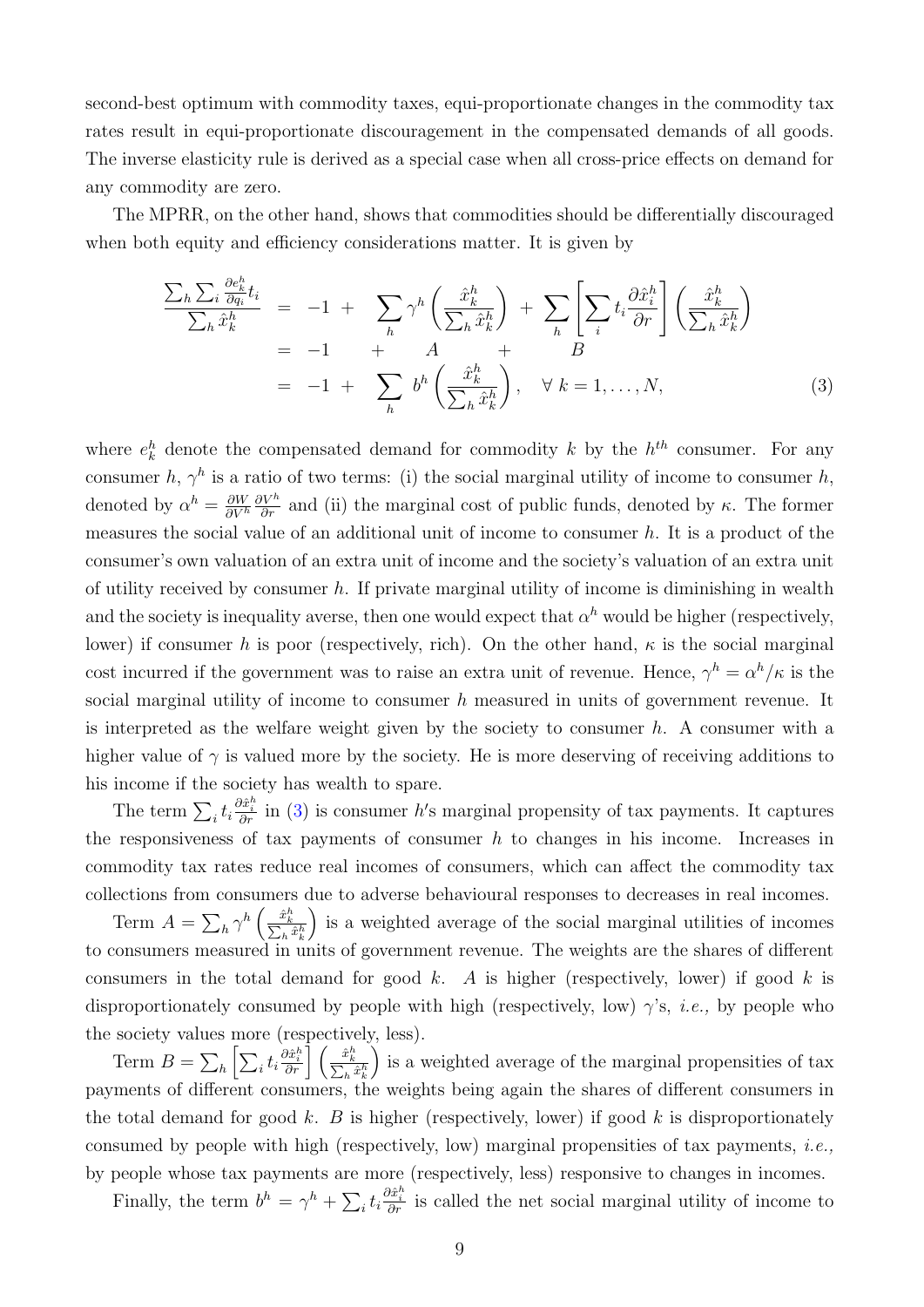second-best optimum with commodity taxes, equi-proportionate changes in the commodity tax rates result in equi-proportionate discouragement in the compensated demands of all goods. The inverse elasticity rule is derived as a special case when all cross-price effects on demand for any commodity are zero.

The MPRR, on the other hand, shows that commodities should be differentially discouraged when both equity and efficiency considerations matter. It is given by

$$
\begin{aligned}
\frac{\sum_h \sum_i \frac{\partial e_k^h}{\partial q_i} t_i}{\sum_h \hat{x}_k^h} &= -1 + \sum_h \gamma^h \left( \frac{\hat{x}_k^h}{\sum_h \hat{x}_k^h} \right) + \sum_h \left[ \sum_i t_i \frac{\partial \hat{x}_i^h}{\partial r} \right] \left( \frac{\hat{x}_k^h}{\sum_h \hat{x}_k^h} \right) \\
&= -1 \quad + \quad A \quad + \quad B \\
&= -1 + \sum_h b^h \left( \frac{\hat{x}_k^h}{\sum_h \hat{x}_k^h} \right), \quad \forall\, k = 1, \ldots, N,
\end{aligned} \tag{3}
$$

where $e_k^h$ denote the compensated demand for commodity $k$ by the $h^{th}$ consumer. For any consumer $h$, $\gamma^h$ is a ratio of two terms: (i) the social marginal utility of income to consumer $h$, denoted by $\alpha^h = \frac{\partial W}{\partial V^h} \frac{\partial V^h}{\partial r}$ and (ii) the marginal cost of public funds, denoted by $\kappa$. The former measures the social value of an additional unit of income to consumer $h$. It is a product of the consumer's own valuation of an extra unit of income and the society's valuation of an extra unit of utility received by consumer $h$. If private marginal utility of income is diminishing in wealth and the society is inequality averse, then one would expect that $\alpha^h$ would be higher (respectively, lower) if consumer $h$ is poor (respectively, rich). On the other hand, $\kappa$ is the social marginal cost incurred if the government was to raise an extra unit of revenue. Hence, $\gamma^h = \alpha^h/\kappa$ is the social marginal utility of income to consumer $h$ measured in units of government revenue. It is interpreted as the welfare weight given by the society to consumer $h$. A consumer with a higher value of $\gamma$ is valued more by the society. He is more deserving of receiving additions to his income if the society has wealth to spare.

The term $\sum_i t_i \frac{\partial \hat{x}_i^h}{\partial r}$ in (3) is consumer $h$'s marginal propensity of tax payments. It captures the responsiveness of tax payments of consumer $h$ to changes in his income. Increases in commodity tax rates reduce real incomes of consumers, which can affect the commodity tax collections from consumers due to adverse behavioural responses to decreases in real incomes.

Term $A = \sum_h \gamma^h \left( \frac{\hat{x}_k^h}{\sum_h \hat{x}_k^h} \right)$ is a weighted average of the social marginal utilities of incomes to consumers measured in units of government revenue. The weights are the shares of different consumers in the total demand for good $k$. $A$ is higher (respectively, lower) if good $k$ is disproportionately consumed by people with high (respectively, low) $\gamma$'s, *i.e.,* by people who the society values more (respectively, less).

Term $B = \sum_h \left[ \sum_i t_i \frac{\partial \hat{x}_i^h}{\partial r} \right] \left( \frac{\hat{x}_k^h}{\sum_h \hat{x}_k^h} \right)$ is a weighted average of the marginal propensities of tax payments of different consumers, the weights being again the shares of different consumers in the total demand for good $k$. $B$ is higher (respectively, lower) if good $k$ is disproportionately consumed by people with high (respectively, low) marginal propensities of tax payments, *i.e.,* by people whose tax payments are more (respectively, less) responsive to changes in incomes.

Finally, the term $b^h = \gamma^h + \sum_i t_i \frac{\partial \hat{x}_i^h}{\partial r}$ is called the net social marginal utility of income to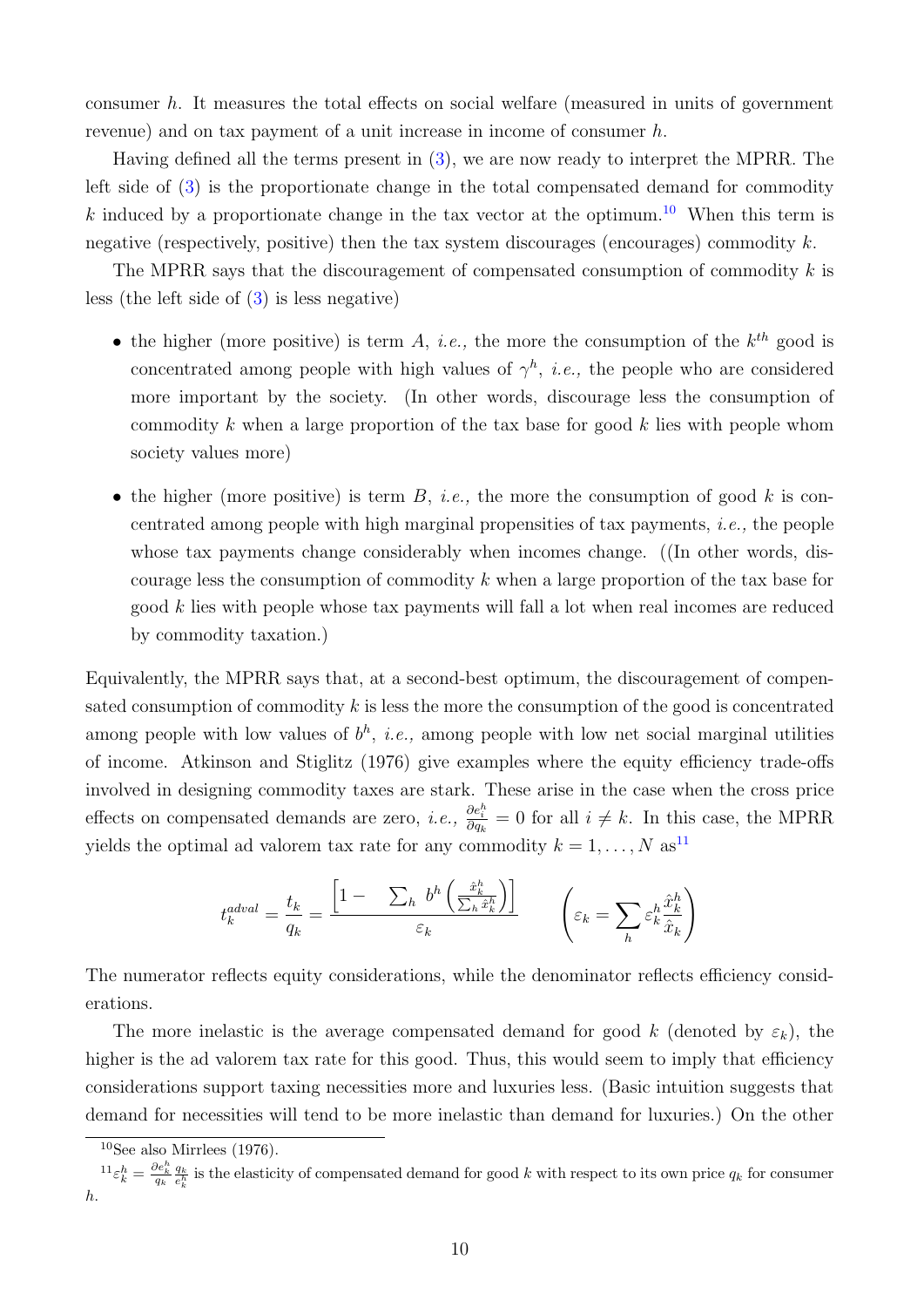consumer $h$. It measures the total effects on social welfare (measured in units of government revenue) and on tax payment of a unit increase in income of consumer $h$.

Having defined all the terms present in (3), we are now ready to interpret the MPRR. The left side of (3) is the proportionate change in the total compensated demand for commodity $k$ induced by a proportionate change in the tax vector at the optimum.[10] When this term is negative (respectively, positive) then the tax system discourages (encourages) commodity $k$.

The MPRR says that the discouragement of compensated consumption of commodity $k$ is less (the left side of (3) is less negative)

- the higher (more positive) is term $A$, *i.e.,* the more the consumption of the $k^{th}$ good is concentrated among people with high values of $\gamma^h$, *i.e.,* the people who are considered more important by the society. (In other words, discourage less the consumption of commodity $k$ when a large proportion of the tax base for good $k$ lies with people whom society values more)

- the higher (more positive) is term $B$, *i.e.,* the more the consumption of good $k$ is concentrated among people with high marginal propensities of tax payments, *i.e.,* the people whose tax payments change considerably when incomes change. ((In other words, discourage less the consumption of commodity $k$ when a large proportion of the tax base for good $k$ lies with people whose tax payments will fall a lot when real incomes are reduced by commodity taxation.)

Equivalently, the MPRR says that, at a second-best optimum, the discouragement of compensated consumption of commodity $k$ is less the more the consumption of the good is concentrated among people with low values of $b^h$, *i.e.,* among people with low net social marginal utilities of income. Atkinson and Stiglitz (1976) give examples where the equity efficiency trade-offs involved in designing commodity taxes are stark. These arise in the case when the cross price effects on compensated demands are zero, *i.e.,* $\frac{\partial e_i^h}{\partial q_k} = 0$ for all $i \neq k$. In this case, the MPRR yields the optimal ad valorem tax rate for any commodity $k = 1, \ldots, N$ as[11]

$$t_k^{adval} = \frac{t_k}{q_k} = \frac{\left[1 - \quad \sum_h \; b^h \left(\frac{\hat{x}_k^h}{\sum_h \hat{x}_k^h}\right)\right]}{\varepsilon_k} \qquad \left(\varepsilon_k = \sum_h \varepsilon_k^h \frac{\hat{x}_k^h}{\hat{x}_k}\right)$$

The numerator reflects equity considerations, while the denominator reflects efficiency considerations.

The more inelastic is the average compensated demand for good $k$ (denoted by $\varepsilon_k$), the higher is the ad valorem tax rate for this good. Thus, this would seem to imply that efficiency considerations support taxing necessities more and luxuries less. (Basic intuition suggests that demand for necessities will tend to be more inelastic than demand for luxuries.) On the other

[10] See also Mirrlees (1976).

[11] $\varepsilon_k^h = \frac{\partial e_k^h}{q_k} \frac{q_k}{e_k^h}$ is the elasticity of compensated demand for good $k$ with respect to its own price $q_k$ for consumer $h$.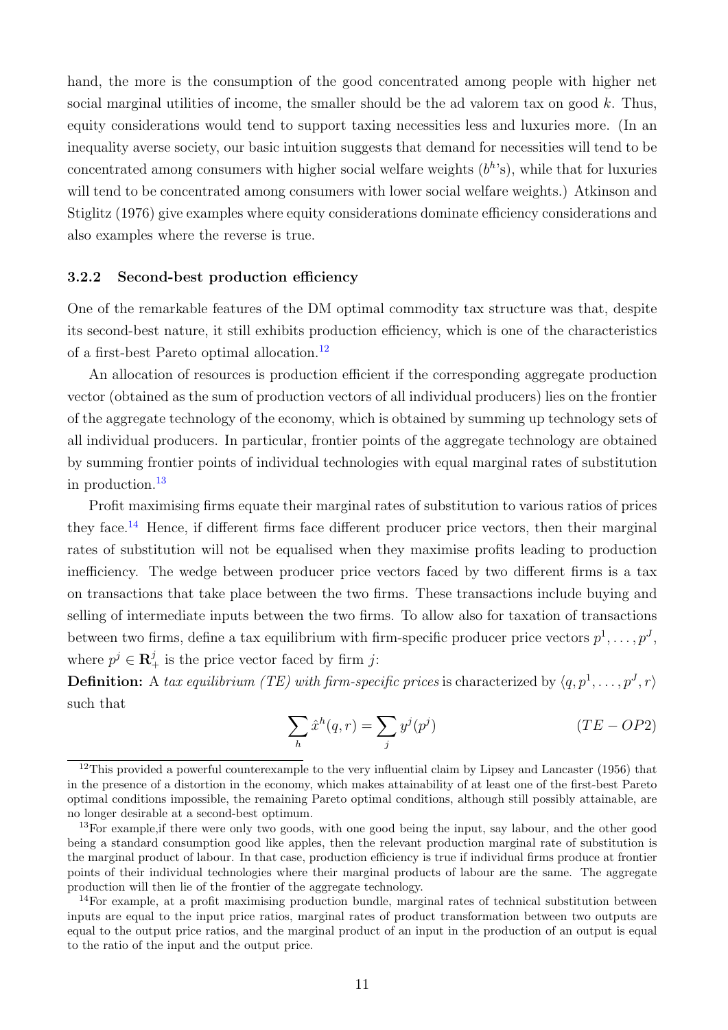hand, the more is the consumption of the good concentrated among people with higher net social marginal utilities of income, the smaller should be the ad valorem tax on good $k$. Thus, equity considerations would tend to support taxing necessities less and luxuries more. (In an inequality averse society, our basic intuition suggests that demand for necessities will tend to be concentrated among consumers with higher social welfare weights ($b^h$'s), while that for luxuries will tend to be concentrated among consumers with lower social welfare weights.) Atkinson and Stiglitz (1976) give examples where equity considerations dominate efficiency considerations and also examples where the reverse is true.

### 3.2.2 Second-best production efficiency

One of the remarkable features of the DM optimal commodity tax structure was that, despite its second-best nature, it still exhibits production efficiency, which is one of the characteristics of a first-best Pareto optimal allocation.[12]

An allocation of resources is production efficient if the corresponding aggregate production vector (obtained as the sum of production vectors of all individual producers) lies on the frontier of the aggregate technology of the economy, which is obtained by summing up technology sets of all individual producers. In particular, frontier points of the aggregate technology are obtained by summing frontier points of individual technologies with equal marginal rates of substitution in production.[13]

Profit maximising firms equate their marginal rates of substitution to various ratios of prices they face.[14] Hence, if different firms face different producer price vectors, then their marginal rates of substitution will not be equalised when they maximise profits leading to production inefficiency. The wedge between producer price vectors faced by two different firms is a tax on transactions that take place between the two firms. These transactions include buying and selling of intermediate inputs between the two firms. To allow also for taxation of transactions between two firms, define a tax equilibrium with firm-specific producer price vectors $p^1, \ldots, p^J$, where $p^j \in \mathbf{R}^j_+$ is the price vector faced by firm $j$:

**Definition:** A *tax equilibrium (TE) with firm-specific prices* is characterized by $\langle q, p^1, \ldots, p^J, r\rangle$ such that

$$\sum_h \hat{x}^h(q, r) = \sum_j y^j(p^j) \qquad (TE-OP2)$$

---

[12] This provided a powerful counterexample to the very influential claim by Lipsey and Lancaster (1956) that in the presence of a distortion in the economy, which makes attainability of at least one of the first-best Pareto optimal conditions impossible, the remaining Pareto optimal conditions, although still possibly attainable, are no longer desirable at a second-best optimum.

[13] For example,if there were only two goods, with one good being the input, say labour, and the other good being a standard consumption good like apples, then the relevant production marginal rate of substitution is the marginal product of labour. In that case, production efficiency is true if individual firms produce at frontier points of their individual technologies where their marginal products of labour are the same. The aggregate production will then lie of the frontier of the aggregate technology.

[14] For example, at a profit maximising production bundle, marginal rates of technical substitution between inputs are equal to the input price ratios, marginal rates of product transformation between two outputs are equal to the output price ratios, and the marginal product of an input in the production of an output is equal to the ratio of the input and the output price.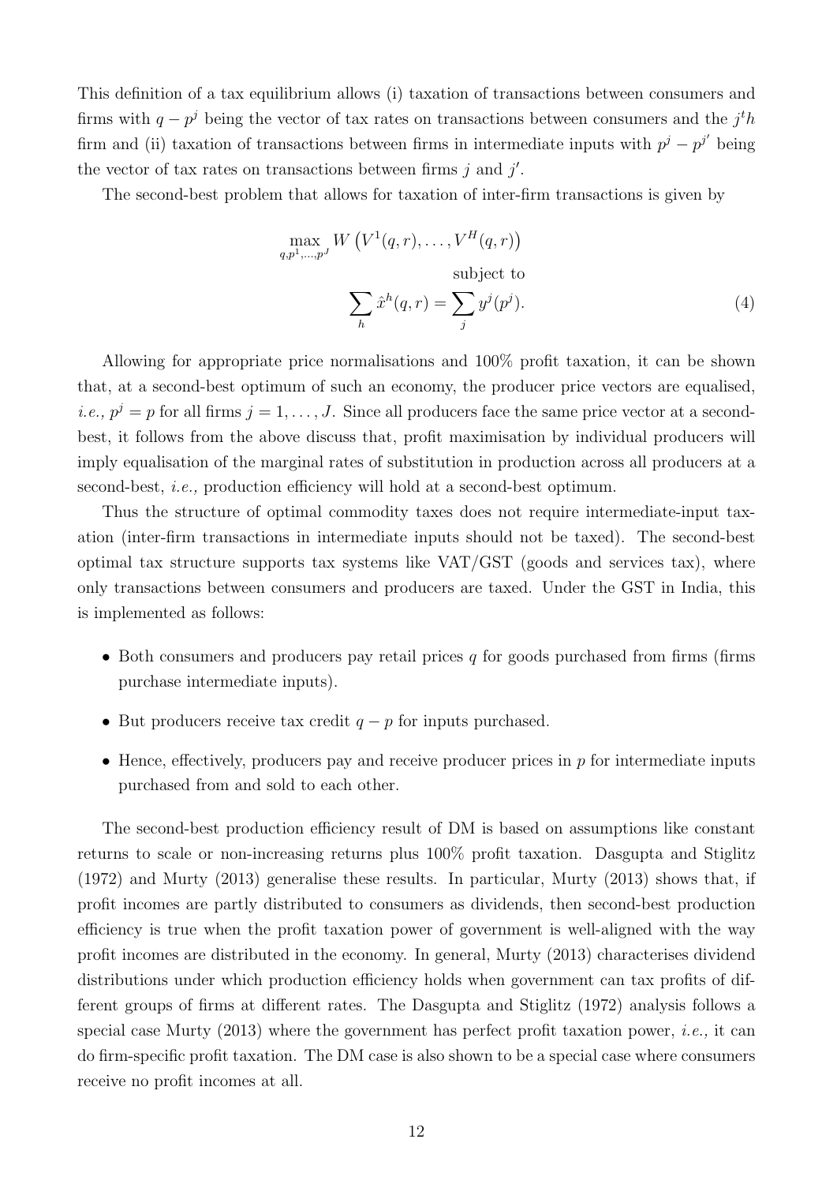This definition of a tax equilibrium allows (i) taxation of transactions between consumers and firms with $q - p^j$ being the vector of tax rates on transactions between consumers and the $j^t h$ firm and (ii) taxation of transactions between firms in intermediate inputs with $p^j - p^{j'}$ being the vector of tax rates on transactions between firms $j$ and $j'$.

The second-best problem that allows for taxation of inter-firm transactions is given by

$$\max_{q,p^1,\ldots,p^J} W\left(V^1(q,r),\ldots,V^H(q,r)\right)$$
$$\text{subject to}$$
$$\sum_h \hat{x}^h(q,r) = \sum_j y^j(p^j). \tag{4}$$

Allowing for appropriate price normalisations and 100% profit taxation, it can be shown that, at a second-best optimum of such an economy, the producer price vectors are equalised, *i.e.,* $p^j = p$ for all firms $j = 1,\ldots,J$. Since all producers face the same price vector at a second-best, it follows from the above discuss that, profit maximisation by individual producers will imply equalisation of the marginal rates of substitution in production across all producers at a second-best, *i.e.,* production efficiency will hold at a second-best optimum.

Thus the structure of optimal commodity taxes does not require intermediate-input taxation (inter-firm transactions in intermediate inputs should not be taxed). The second-best optimal tax structure supports tax systems like VAT/GST (goods and services tax), where only transactions between consumers and producers are taxed. Under the GST in India, this is implemented as follows:

- Both consumers and producers pay retail prices $q$ for goods purchased from firms (firms purchase intermediate inputs).
- But producers receive tax credit $q - p$ for inputs purchased.
- Hence, effectively, producers pay and receive producer prices in $p$ for intermediate inputs purchased from and sold to each other.

The second-best production efficiency result of DM is based on assumptions like constant returns to scale or non-increasing returns plus 100% profit taxation. Dasgupta and Stiglitz (1972) and Murty (2013) generalise these results. In particular, Murty (2013) shows that, if profit incomes are partly distributed to consumers as dividends, then second-best production efficiency is true when the profit taxation power of government is well-aligned with the way profit incomes are distributed in the economy. In general, Murty (2013) characterises dividend distributions under which production efficiency holds when government can tax profits of different groups of firms at different rates. The Dasgupta and Stiglitz (1972) analysis follows a special case Murty (2013) where the government has perfect profit taxation power, *i.e.,* it can do firm-specific profit taxation. The DM case is also shown to be a special case where consumers receive no profit incomes at all.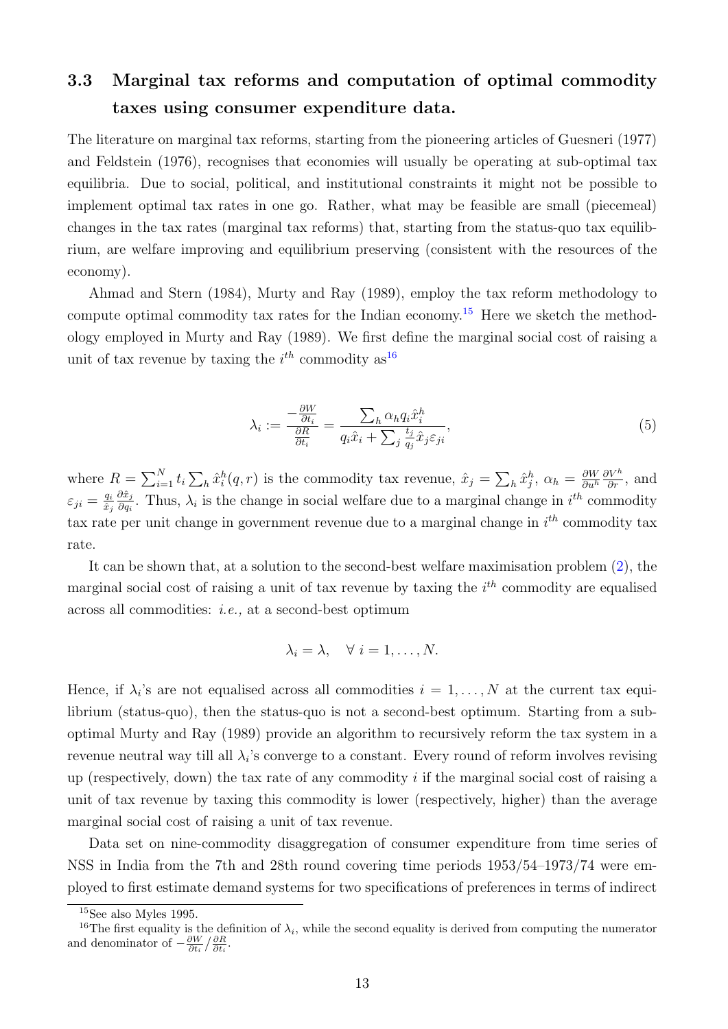### 3.3 Marginal tax reforms and computation of optimal commodity taxes using consumer expenditure data.

The literature on marginal tax reforms, starting from the pioneering articles of Guesneri (1977) and Feldstein (1976), recognises that economies will usually be operating at sub-optimal tax equilibria. Due to social, political, and institutional constraints it might not be possible to implement optimal tax rates in one go. Rather, what may be feasible are small (piecemeal) changes in the tax rates (marginal tax reforms) that, starting from the status-quo tax equilibrium, are welfare improving and equilibrium preserving (consistent with the resources of the economy).

Ahmad and Stern (1984), Murty and Ray (1989), employ the tax reform methodology to compute optimal commodity tax rates for the Indian economy.[15] Here we sketch the methodology employed in Murty and Ray (1989). We first define the marginal social cost of raising a unit of tax revenue by taxing the $i^{th}$ commodity as[16]

$$\lambda_i := \frac{-\frac{\partial W}{\partial t_i}}{\frac{\partial R}{\partial t_i}} = \frac{\sum_h \alpha_h q_i \hat{x}_i^h}{q_i \hat{x}_i + \sum_j \frac{t_j}{q_j} \hat{x}_j \varepsilon_{ji}}, \tag{5}$$

where $R = \sum_{i=1}^{N} t_i \sum_h \hat{x}_i^h(q, r)$ is the commodity tax revenue, $\hat{x}_j = \sum_h \hat{x}_j^h$, $\alpha_h = \frac{\partial W}{\partial u^h} \frac{\partial V^h}{\partial r}$, and $\varepsilon_{ji} = \frac{q_i}{\hat{x}_j} \frac{\partial \hat{x}_j}{\partial q_i}$. Thus, $\lambda_i$ is the change in social welfare due to a marginal change in $i^{th}$ commodity tax rate per unit change in government revenue due to a marginal change in $i^{th}$ commodity tax rate.

It can be shown that, at a solution to the second-best welfare maximisation problem (2), the marginal social cost of raising a unit of tax revenue by taxing the $i^{th}$ commodity are equalised across all commodities: *i.e.,* at a second-best optimum

$$\lambda_i = \lambda, \quad \forall\ i = 1, \ldots, N.$$

Hence, if $\lambda_i$'s are not equalised across all commodities $i = 1, \ldots, N$ at the current tax equilibrium (status-quo), then the status-quo is not a second-best optimum. Starting from a sub-optimal Murty and Ray (1989) provide an algorithm to recursively reform the tax system in a revenue neutral way till all $\lambda_i$'s converge to a constant. Every round of reform involves revising up (respectively, down) the tax rate of any commodity $i$ if the marginal social cost of raising a unit of tax revenue by taxing this commodity is lower (respectively, higher) than the average marginal social cost of raising a unit of tax revenue.

Data set on nine-commodity disaggregation of consumer expenditure from time series of NSS in India from the 7th and 28th round covering time periods 1953/54–1973/74 were employed to first estimate demand systems for two specifications of preferences in terms of indirect

[15] See also Myles 1995.

[16] The first equality is the definition of $\lambda_i$, while the second equality is derived from computing the numerator and denominator of $-\frac{\partial W}{\partial t_i} / \frac{\partial R}{\partial t_i}$.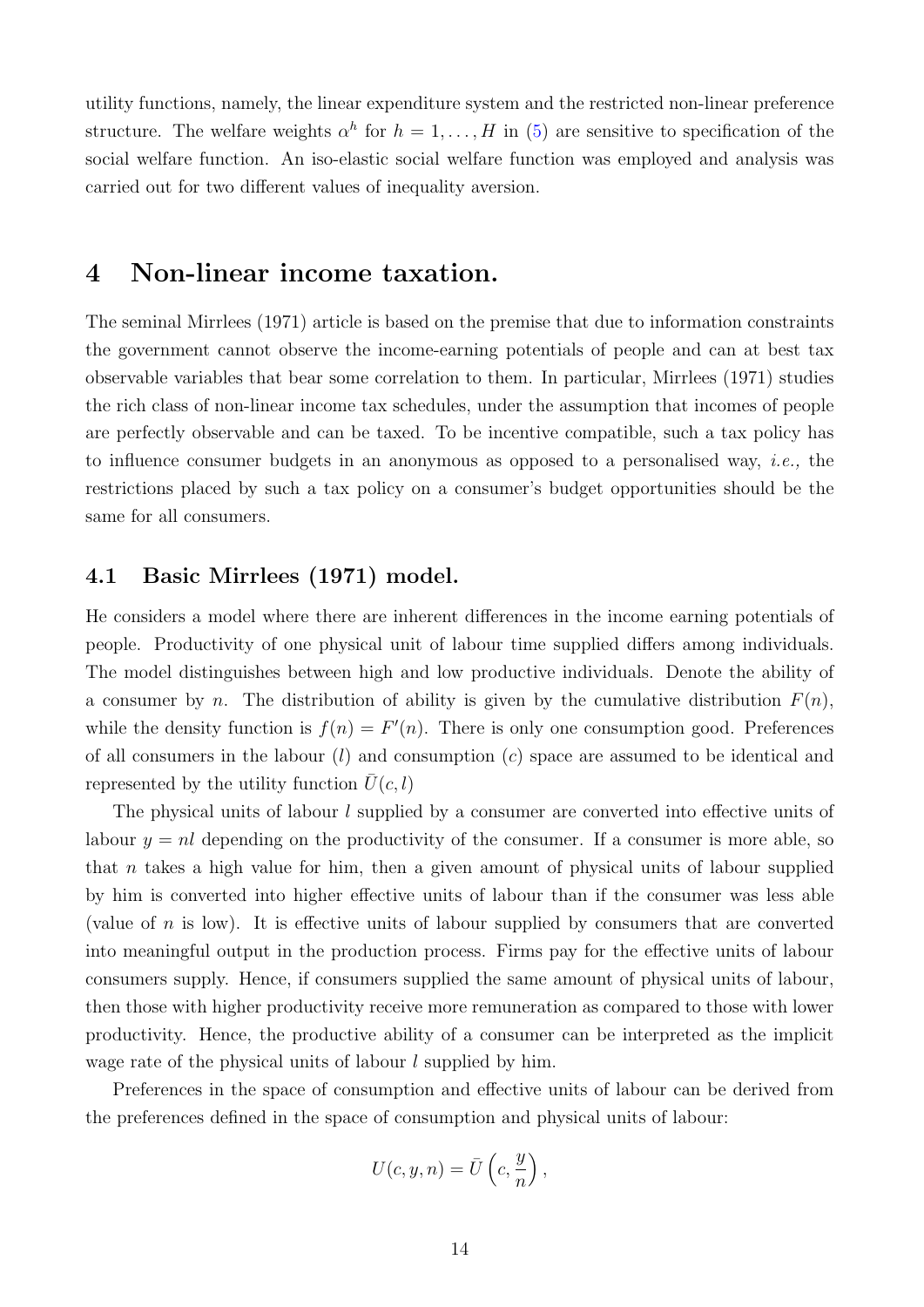utility functions, namely, the linear expenditure system and the restricted non-linear preference structure. The welfare weights $\alpha^h$ for $h = 1, \ldots, H$ in (5) are sensitive to specification of the social welfare function. An iso-elastic social welfare function was employed and analysis was carried out for two different values of inequality aversion.

# 4 Non-linear income taxation.

The seminal Mirrlees (1971) article is based on the premise that due to information constraints the government cannot observe the income-earning potentials of people and can at best tax observable variables that bear some correlation to them. In particular, Mirrlees (1971) studies the rich class of non-linear income tax schedules, under the assumption that incomes of people are perfectly observable and can be taxed. To be incentive compatible, such a tax policy has to influence consumer budgets in an anonymous as opposed to a personalised way, *i.e.,* the restrictions placed by such a tax policy on a consumer's budget opportunities should be the same for all consumers.

## 4.1 Basic Mirrlees (1971) model.

He considers a model where there are inherent differences in the income earning potentials of people. Productivity of one physical unit of labour time supplied differs among individuals. The model distinguishes between high and low productive individuals. Denote the ability of a consumer by $n$. The distribution of ability is given by the cumulative distribution $F(n)$, while the density function is $f(n) = F'(n)$. There is only one consumption good. Preferences of all consumers in the labour ($l$) and consumption ($c$) space are assumed to be identical and represented by the utility function $\bar{U}(c, l)$

The physical units of labour $l$ supplied by a consumer are converted into effective units of labour $y = nl$ depending on the productivity of the consumer. If a consumer is more able, so that $n$ takes a high value for him, then a given amount of physical units of labour supplied by him is converted into higher effective units of labour than if the consumer was less able (value of $n$ is low). It is effective units of labour supplied by consumers that are converted into meaningful output in the production process. Firms pay for the effective units of labour consumers supply. Hence, if consumers supplied the same amount of physical units of labour, then those with higher productivity receive more remuneration as compared to those with lower productivity. Hence, the productive ability of a consumer can be interpreted as the implicit wage rate of the physical units of labour $l$ supplied by him.

Preferences in the space of consumption and effective units of labour can be derived from the preferences defined in the space of consumption and physical units of labour:

$$U(c, y, n) = \bar{U}\left(c, \frac{y}{n}\right),$$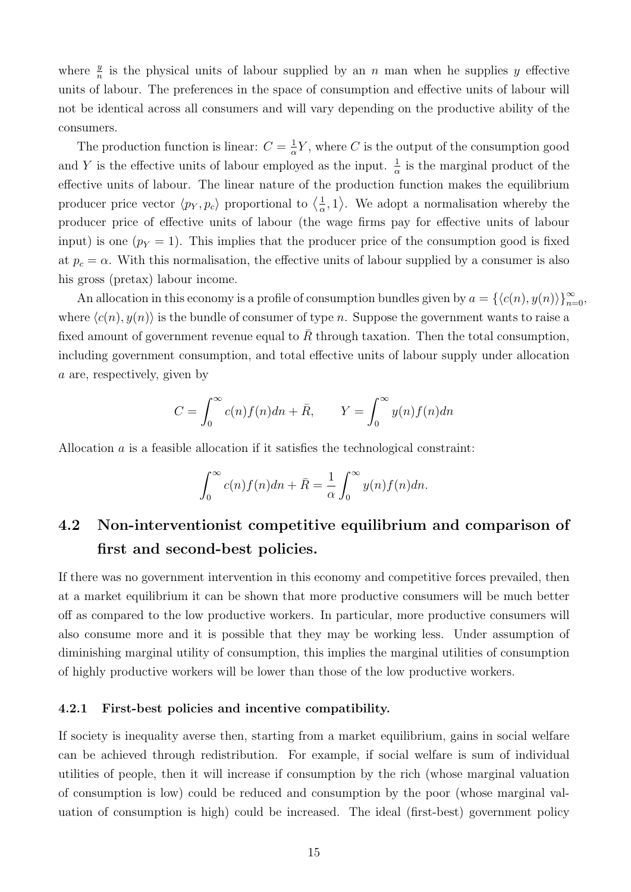where $\frac{y}{n}$ is the physical units of labour supplied by an $n$ man when he supplies $y$ effective units of labour. The preferences in the space of consumption and effective units of labour will not be identical across all consumers and will vary depending on the productive ability of the consumers.

The production function is linear: $C = \frac{1}{\alpha}Y$, where $C$ is the output of the consumption good and $Y$ is the effective units of labour employed as the input. $\frac{1}{\alpha}$ is the marginal product of the effective units of labour. The linear nature of the production function makes the equilibrium producer price vector $\langle p_Y, p_c \rangle$ proportional to $\langle \frac{1}{\alpha}, 1 \rangle$. We adopt a normalisation whereby the producer price of effective units of labour (the wage firms pay for effective units of labour input) is one ($p_Y = 1$). This implies that the producer price of the consumption good is fixed at $p_c = \alpha$. With this normalisation, the effective units of labour supplied by a consumer is also his gross (pretax) labour income.

An allocation in this economy is a profile of consumption bundles given by $a = \{\langle c(n), y(n) \rangle\}_{n=0}^{\infty}$, where $\langle c(n), y(n) \rangle$ is the bundle of consumer of type $n$. Suppose the government wants to raise a fixed amount of government revenue equal to $\bar{R}$ through taxation. Then the total consumption, including government consumption, and total effective units of labour supply under allocation $a$ are, respectively, given by

$$C = \int_0^\infty c(n) f(n) dn + \bar{R}, \qquad Y = \int_0^\infty y(n) f(n) dn$$

Allocation $a$ is a feasible allocation if it satisfies the technological constraint:

$$\int_0^\infty c(n) f(n) dn + \bar{R} = \frac{1}{\alpha} \int_0^\infty y(n) f(n) dn.$$

## 4.2 Non-interventionist competitive equilibrium and comparison of first and second-best policies.

If there was no government intervention in this economy and competitive forces prevailed, then at a market equilibrium it can be shown that more productive consumers will be much better off as compared to the low productive workers. In particular, more productive consumers will also consume more and it is possible that they may be working less. Under assumption of diminishing marginal utility of consumption, this implies the marginal utilities of consumption of highly productive workers will be lower than those of the low productive workers.

### 4.2.1 First-best policies and incentive compatibility.

If society is inequality averse then, starting from a market equilibrium, gains in social welfare can be achieved through redistribution. For example, if social welfare is sum of individual utilities of people, then it will increase if consumption by the rich (whose marginal valuation of consumption is low) could be reduced and consumption by the poor (whose marginal valuation of consumption is high) could be increased. The ideal (first-best) government policy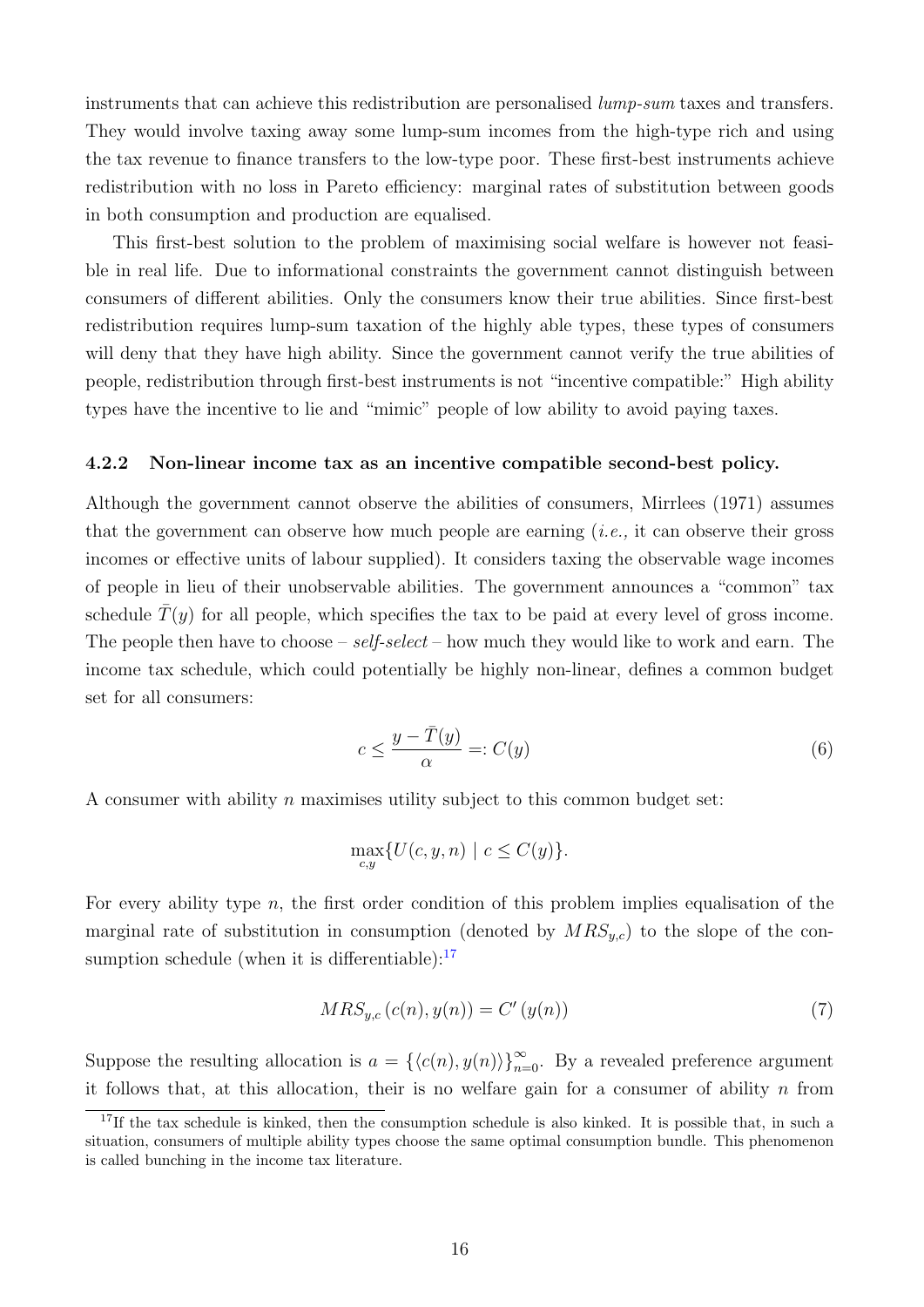instruments that can achieve this redistribution are personalised *lump-sum* taxes and transfers. They would involve taxing away some lump-sum incomes from the high-type rich and using the tax revenue to finance transfers to the low-type poor. These first-best instruments achieve redistribution with no loss in Pareto efficiency: marginal rates of substitution between goods in both consumption and production are equalised.

This first-best solution to the problem of maximising social welfare is however not feasible in real life. Due to informational constraints the government cannot distinguish between consumers of different abilities. Only the consumers know their true abilities. Since first-best redistribution requires lump-sum taxation of the highly able types, these types of consumers will deny that they have high ability. Since the government cannot verify the true abilities of people, redistribution through first-best instruments is not "incentive compatible:" High ability types have the incentive to lie and "mimic" people of low ability to avoid paying taxes.

#### 4.2.2 Non-linear income tax as an incentive compatible second-best policy.

Although the government cannot observe the abilities of consumers, Mirrlees (1971) assumes that the government can observe how much people are earning (*i.e.,* it can observe their gross incomes or effective units of labour supplied). It considers taxing the observable wage incomes of people in lieu of their unobservable abilities. The government announces a "common" tax schedule $\bar{T}(y)$ for all people, which specifies the tax to be paid at every level of gross income. The people then have to choose – *self-select* – how much they would like to work and earn. The income tax schedule, which could potentially be highly non-linear, defines a common budget set for all consumers:

$$c \leq \frac{y - \bar{T}(y)}{\alpha} =: C(y) \tag{6}$$

A consumer with ability $n$ maximises utility subject to this common budget set:

$$\max_{c,y}\{U(c, y, n) \mid c \leq C(y)\}.$$

For every ability type $n$, the first order condition of this problem implies equalisation of the marginal rate of substitution in consumption (denoted by $MRS_{y,c}$) to the slope of the consumption schedule (when it is differentiable):[17]

$$MRS_{y,c}\left(c(n), y(n)\right) = C'\left(y(n)\right) \tag{7}$$

Suppose the resulting allocation is $a = \{\langle c(n), y(n)\rangle\}_{n=0}^{\infty}$. By a revealed preference argument it follows that, at this allocation, their is no welfare gain for a consumer of ability $n$ from

[17] If the tax schedule is kinked, then the consumption schedule is also kinked. It is possible that, in such a situation, consumers of multiple ability types choose the same optimal consumption bundle. This phenomenon is called bunching in the income tax literature.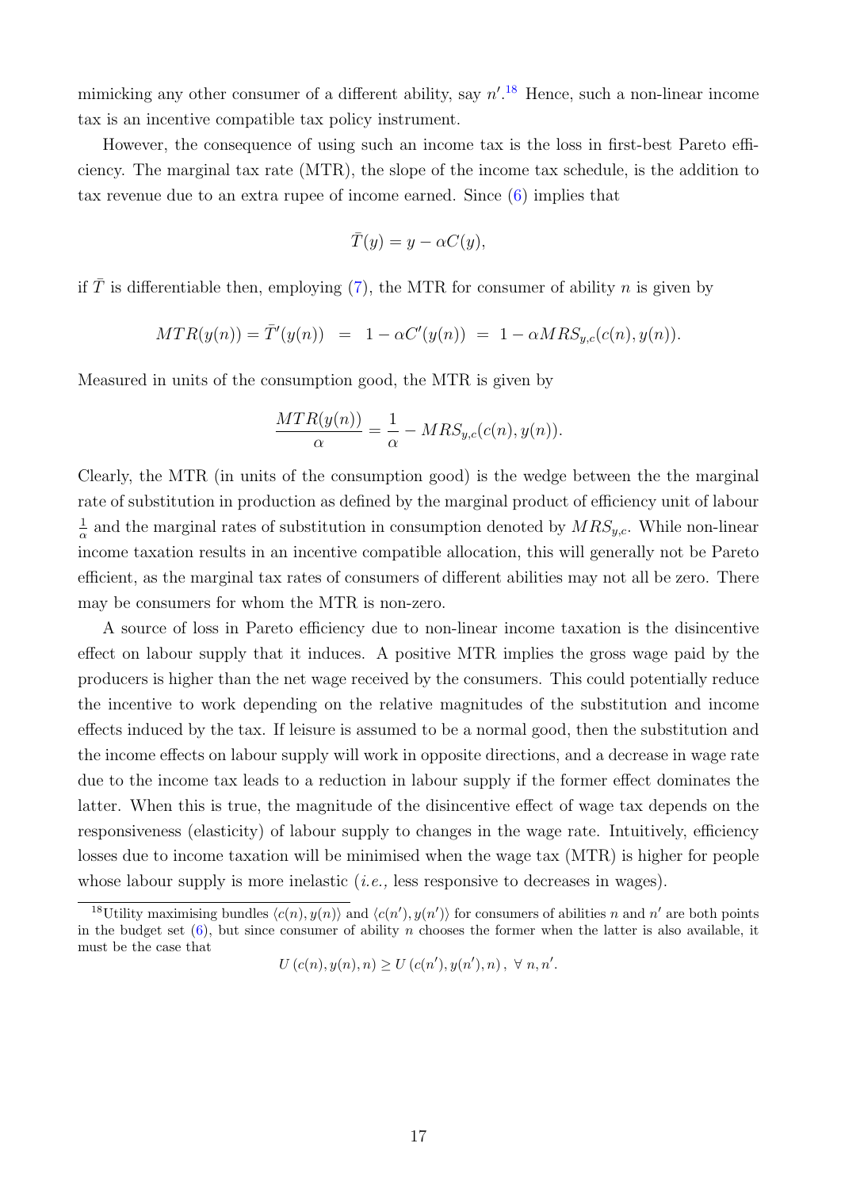mimicking any other consumer of a different ability, say $n'$.[18] Hence, such a non-linear income tax is an incentive compatible tax policy instrument.

However, the consequence of using such an income tax is the loss in first-best Pareto efficiency. The marginal tax rate (MTR), the slope of the income tax schedule, is the addition to tax revenue due to an extra rupee of income earned. Since (6) implies that

$$\bar{T}(y) = y - \alpha C(y),$$

if $\bar{T}$ is differentiable then, employing (7), the MTR for consumer of ability $n$ is given by

$$MTR(y(n)) = \bar{T}'(y(n)) \;=\; 1 - \alpha C'(y(n)) \;=\; 1 - \alpha MRS_{y,c}(c(n), y(n)).$$

Measured in units of the consumption good, the MTR is given by

$$\frac{MTR(y(n))}{\alpha} = \frac{1}{\alpha} - MRS_{y,c}(c(n), y(n)).$$

Clearly, the MTR (in units of the consumption good) is the wedge between the the marginal rate of substitution in production as defined by the marginal product of efficiency unit of labour $\frac{1}{\alpha}$ and the marginal rates of substitution in consumption denoted by $MRS_{y,c}$. While non-linear income taxation results in an incentive compatible allocation, this will generally not be Pareto efficient, as the marginal tax rates of consumers of different abilities may not all be zero. There may be consumers for whom the MTR is non-zero.

A source of loss in Pareto efficiency due to non-linear income taxation is the disincentive effect on labour supply that it induces. A positive MTR implies the gross wage paid by the producers is higher than the net wage received by the consumers. This could potentially reduce the incentive to work depending on the relative magnitudes of the substitution and income effects induced by the tax. If leisure is assumed to be a normal good, then the substitution and the income effects on labour supply will work in opposite directions, and a decrease in wage rate due to the income tax leads to a reduction in labour supply if the former effect dominates the latter. When this is true, the magnitude of the disincentive effect of wage tax depends on the responsiveness (elasticity) of labour supply to changes in the wage rate. Intuitively, efficiency losses due to income taxation will be minimised when the wage tax (MTR) is higher for people whose labour supply is more inelastic (*i.e.,* less responsive to decreases in wages).

---

[18] Utility maximising bundles $\langle c(n), y(n)\rangle$ and $\langle c(n'), y(n')\rangle$ for consumers of abilities $n$ and $n'$ are both points in the budget set (6), but since consumer of ability $n$ chooses the former when the latter is also available, it must be the case that

$$U\left(c(n), y(n), n\right) \geq U\left(c(n'), y(n'), n\right), \;\forall\; n, n'.$$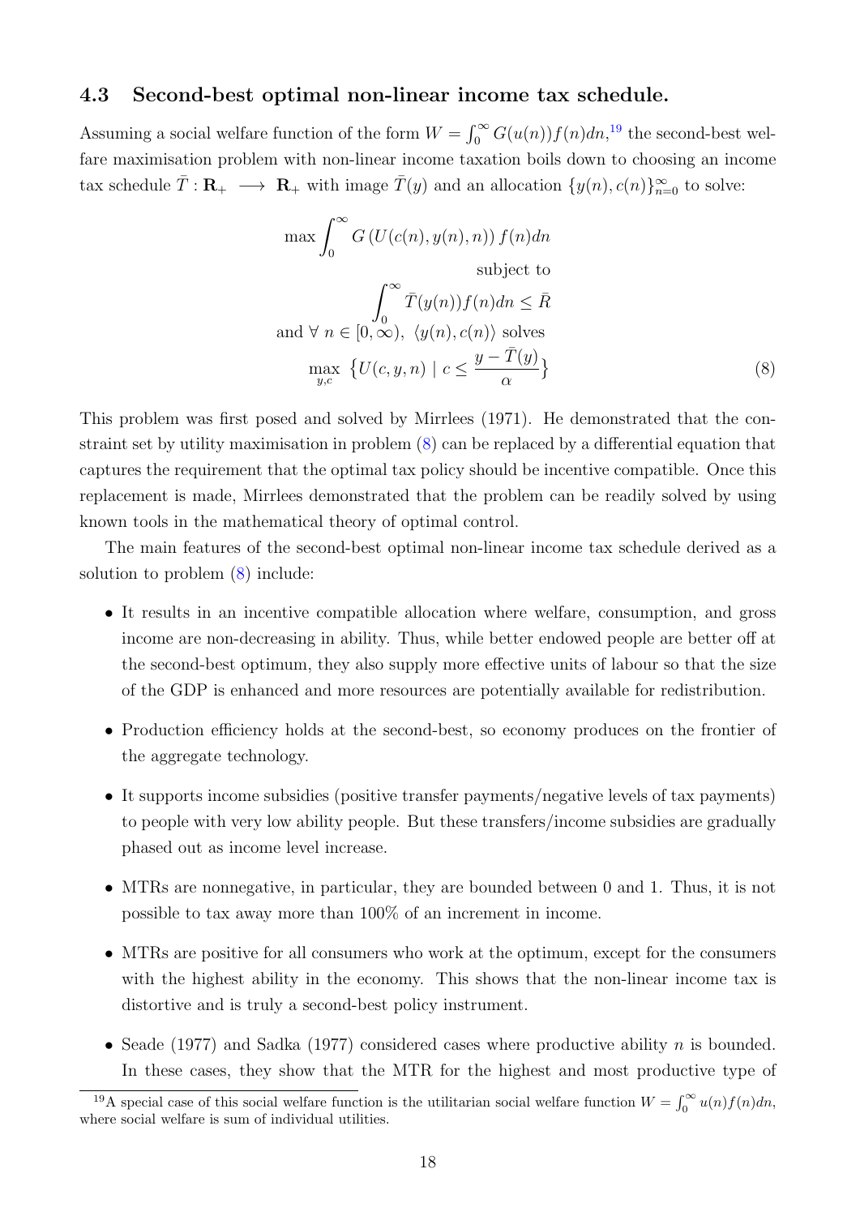### 4.3 Second-best optimal non-linear income tax schedule.

Assuming a social welfare function of the form $W = \int_0^\infty G(u(n))f(n)dn$,[19] the second-best welfare maximisation problem with non-linear income taxation boils down to choosing an income tax schedule $\bar{T} : \mathbf{R}_+ \longrightarrow \mathbf{R}_+$ with image $\bar{T}(y)$ and an allocation $\{y(n), c(n)\}_{n=0}^\infty$ to solve:

$$
\begin{aligned}
\max \int_0^\infty G\left(U(c(n), y(n), n)\right) f(n)dn& \\
\text{subject to}& \\
\int_0^\infty \bar{T}(y(n))f(n)dn \leq \bar{R}& \\
\text{and } \forall\ n \in [0, \infty),\ \langle y(n), c(n)\rangle \text{ solves}& \\
\max_{y,c}\ \left\{U(c, y, n) \mid c \leq \frac{y - \bar{T}(y)}{\alpha}\right\}&
\end{aligned}
\tag{8}
$$

This problem was first posed and solved by Mirrlees (1971). He demonstrated that the constraint set by utility maximisation in problem (8) can be replaced by a differential equation that captures the requirement that the optimal tax policy should be incentive compatible. Once this replacement is made, Mirrlees demonstrated that the problem can be readily solved by using known tools in the mathematical theory of optimal control.

The main features of the second-best optimal non-linear income tax schedule derived as a solution to problem (8) include:

- It results in an incentive compatible allocation where welfare, consumption, and gross income are non-decreasing in ability. Thus, while better endowed people are better off at the second-best optimum, they also supply more effective units of labour so that the size of the GDP is enhanced and more resources are potentially available for redistribution.
- Production efficiency holds at the second-best, so economy produces on the frontier of the aggregate technology.
- It supports income subsidies (positive transfer payments/negative levels of tax payments) to people with very low ability people. But these transfers/income subsidies are gradually phased out as income level increase.
- MTRs are nonnegative, in particular, they are bounded between 0 and 1. Thus, it is not possible to tax away more than 100% of an increment in income.
- MTRs are positive for all consumers who work at the optimum, except for the consumers with the highest ability in the economy. This shows that the non-linear income tax is distortive and is truly a second-best policy instrument.
- Seade (1977) and Sadka (1977) considered cases where productive ability $n$ is bounded. In these cases, they show that the MTR for the highest and most productive type of

[19] A special case of this social welfare function is the utilitarian social welfare function $W = \int_0^\infty u(n)f(n)dn$, where social welfare is sum of individual utilities.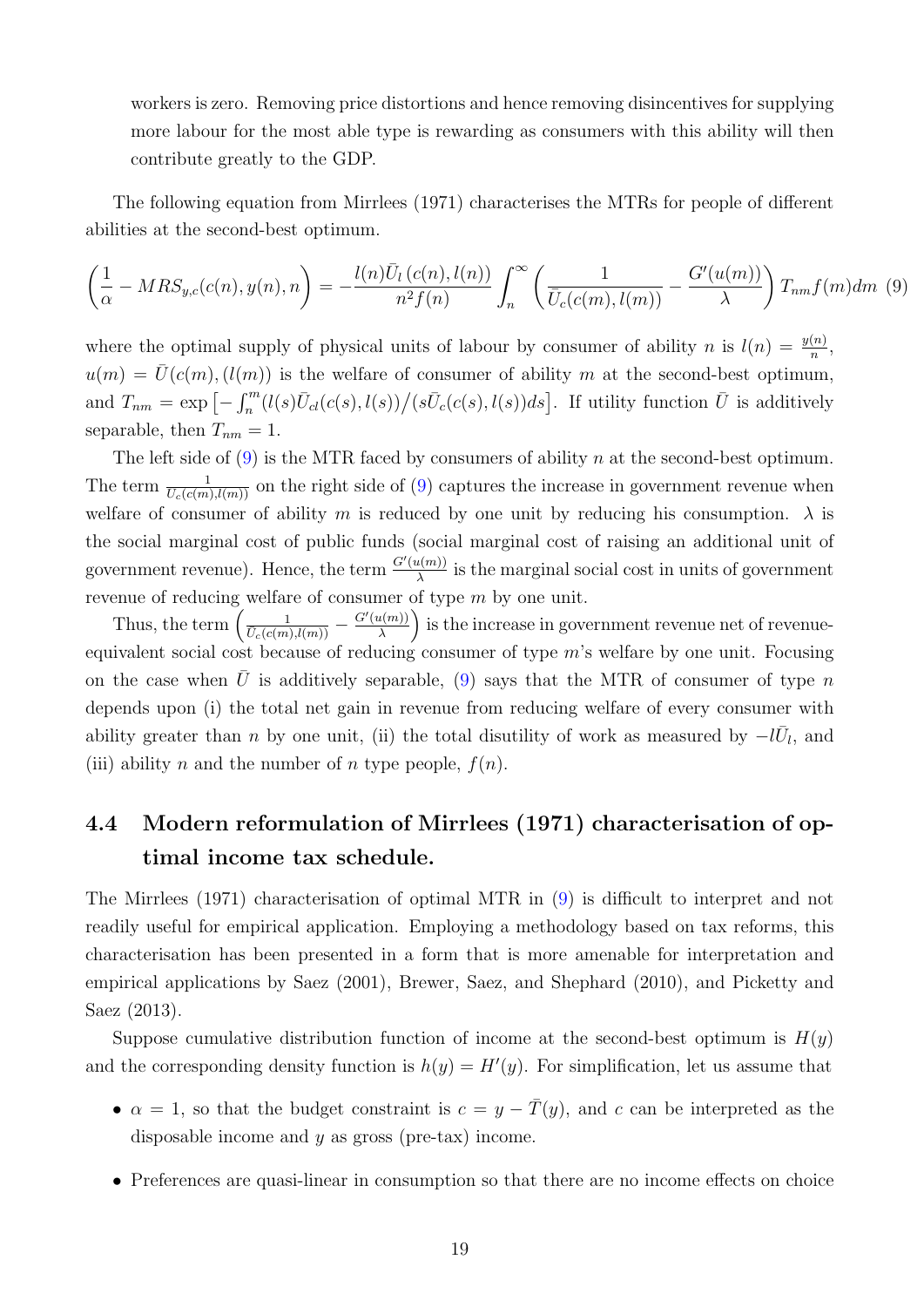workers is zero. Removing price distortions and hence removing disincentives for supplying more labour for the most able type is rewarding as consumers with this ability will then contribute greatly to the GDP.

The following equation from Mirrlees (1971) characterises the MTRs for people of different abilities at the second-best optimum.

$$\left(\frac{1}{\alpha} - MRS_{y,c}(c(n), y(n), n\right) = -\frac{l(n)\bar{U}_l\left(c(n), l(n)\right)}{n^2 f(n)} \int_n^{\infty} \left(\frac{1}{\bar{U}_c(c(m), l(m))} - \frac{G'(u(m))}{\lambda}\right) T_{nm} f(m) dm \quad (9)$$

where the optimal supply of physical units of labour by consumer of ability $n$ is $l(n) = \frac{y(n)}{n}$, $u(m) = \bar{U}(c(m), (l(m))$ is the welfare of consumer of ability $m$ at the second-best optimum, and $T_{nm} = \exp\left[-\int_n^m (l(s)\bar{U}_{cl}(c(s), l(s))/(s\bar{U}_c(c(s), l(s))ds\right]$. If utility function $\bar{U}$ is additively separable, then $T_{nm} = 1$.

The left side of (9) is the MTR faced by consumers of ability $n$ at the second-best optimum. The term $\frac{1}{\bar{U}_c(c(m), l(m))}$ on the right side of (9) captures the increase in government revenue when welfare of consumer of ability $m$ is reduced by one unit by reducing his consumption. $\lambda$ is the social marginal cost of public funds (social marginal cost of raising an additional unit of government revenue). Hence, the term $\frac{G'(u(m))}{\lambda}$ is the marginal social cost in units of government revenue of reducing welfare of consumer of type $m$ by one unit.

Thus, the term $\left(\frac{1}{\bar{U}_c(c(m), l(m))} - \frac{G'(u(m))}{\lambda}\right)$ is the increase in government revenue net of revenue-equivalent social cost because of reducing consumer of type $m$'s welfare by one unit. Focusing on the case when $\bar{U}$ is additively separable, (9) says that the MTR of consumer of type $n$ depends upon (i) the total net gain in revenue from reducing welfare of every consumer with ability greater than $n$ by one unit, (ii) the total disutility of work as measured by $-l\bar{U}_l$, and (iii) ability $n$ and the number of $n$ type people, $f(n)$.

## 4.4 Modern reformulation of Mirrlees (1971) characterisation of optimal income tax schedule.

The Mirrlees (1971) characterisation of optimal MTR in (9) is difficult to interpret and not readily useful for empirical application. Employing a methodology based on tax reforms, this characterisation has been presented in a form that is more amenable for interpretation and empirical applications by Saez (2001), Brewer, Saez, and Shephard (2010), and Picketty and Saez (2013).

Suppose cumulative distribution function of income at the second-best optimum is $H(y)$ and the corresponding density function is $h(y) = H'(y)$. For simplification, let us assume that

- $\alpha = 1$, so that the budget constraint is $c = y - \bar{T}(y)$, and $c$ can be interpreted as the disposable income and $y$ as gross (pre-tax) income.
- Preferences are quasi-linear in consumption so that there are no income effects on choice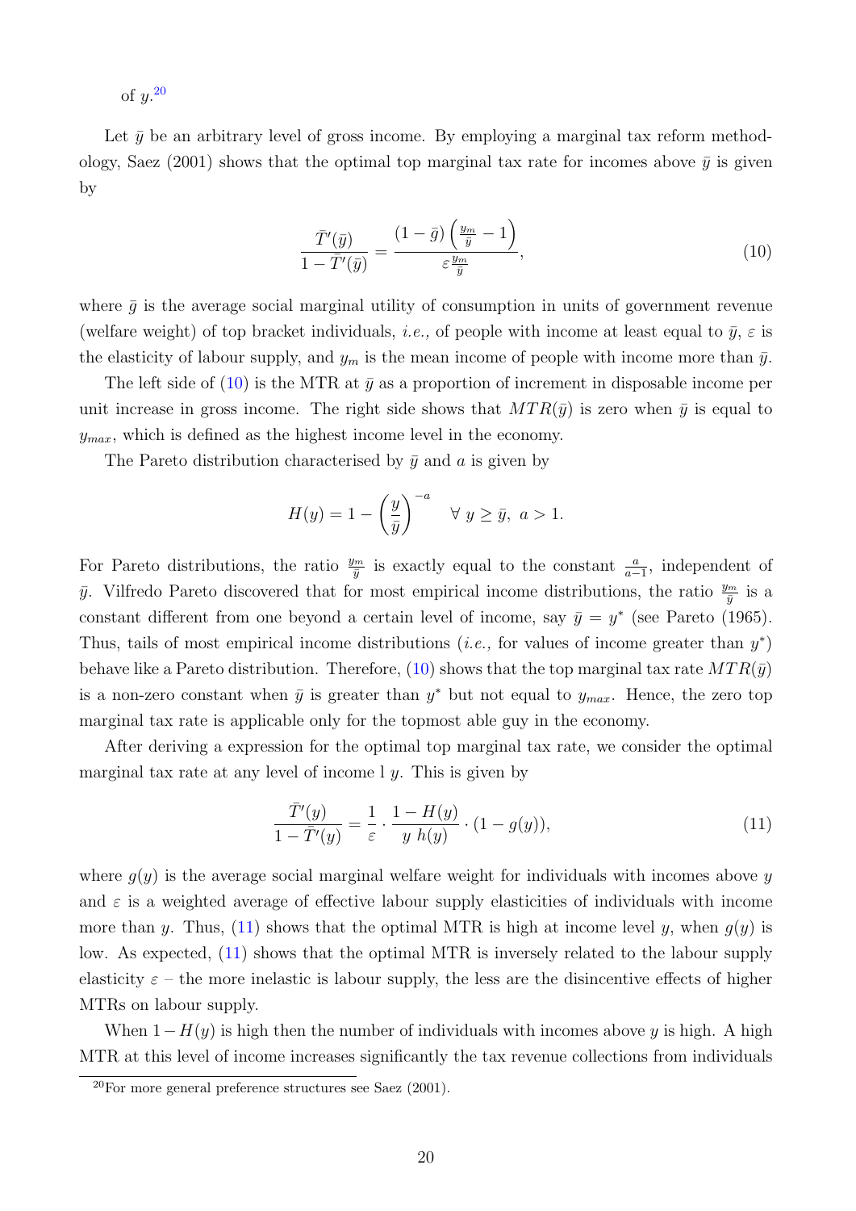of $y$.[20]

Let $\bar{y}$ be an arbitrary level of gross income. By employing a marginal tax reform methodology, Saez (2001) shows that the optimal top marginal tax rate for incomes above $\bar{y}$ is given by

$$\frac{\bar{T}'(\bar{y})}{1-\bar{T}'(\bar{y})} = \frac{(1-\bar{g})\left(\frac{y_m}{\bar{y}}-1\right)}{\varepsilon\frac{y_m}{\bar{y}}}, \tag{10}$$

where $\bar{g}$ is the average social marginal utility of consumption in units of government revenue (welfare weight) of top bracket individuals, *i.e.,* of people with income at least equal to $\bar{y}$, $\varepsilon$ is the elasticity of labour supply, and $y_m$ is the mean income of people with income more than $\bar{y}$.

The left side of (10) is the MTR at $\bar{y}$ as a proportion of increment in disposable income per unit increase in gross income. The right side shows that $MTR(\bar{y})$ is zero when $\bar{y}$ is equal to $y_{max}$, which is defined as the highest income level in the economy.

The Pareto distribution characterised by $\bar{y}$ and $a$ is given by

$$H(y) = 1 - \left(\frac{y}{\bar{y}}\right)^{-a} \quad \forall\ y \geq \bar{y},\ a > 1.$$

For Pareto distributions, the ratio $\frac{y_m}{\bar{y}}$ is exactly equal to the constant $\frac{a}{a-1}$, independent of $\bar{y}$. Vilfredo Pareto discovered that for most empirical income distributions, the ratio $\frac{y_m}{\bar{y}}$ is a constant different from one beyond a certain level of income, say $\bar{y} = y^*$ (see Pareto (1965). Thus, tails of most empirical income distributions (*i.e.,* for values of income greater than $y^*$) behave like a Pareto distribution. Therefore, (10) shows that the top marginal tax rate $MTR(\bar{y})$ is a non-zero constant when $\bar{y}$ is greater than $y^*$ but not equal to $y_{max}$. Hence, the zero top marginal tax rate is applicable only for the topmost able guy in the economy.

After deriving a expression for the optimal top marginal tax rate, we consider the optimal marginal tax rate at any level of income l $y$. This is given by

$$\frac{\bar{T}'(y)}{1-\bar{T}'(y)} = \frac{1}{\varepsilon}\cdot\frac{1-H(y)}{y\ h(y)}\cdot(1-g(y)), \tag{11}$$

where $g(y)$ is the average social marginal welfare weight for individuals with incomes above $y$ and $\varepsilon$ is a weighted average of effective labour supply elasticities of individuals with income more than $y$. Thus, (11) shows that the optimal MTR is high at income level $y$, when $g(y)$ is low. As expected, (11) shows that the optimal MTR is inversely related to the labour supply elasticity $\varepsilon$ – the more inelastic is labour supply, the less are the disincentive effects of higher MTRs on labour supply.

When $1-H(y)$ is high then the number of individuals with incomes above $y$ is high. A high MTR at this level of income increases significantly the tax revenue collections from individuals

[20]For more general preference structures see Saez (2001).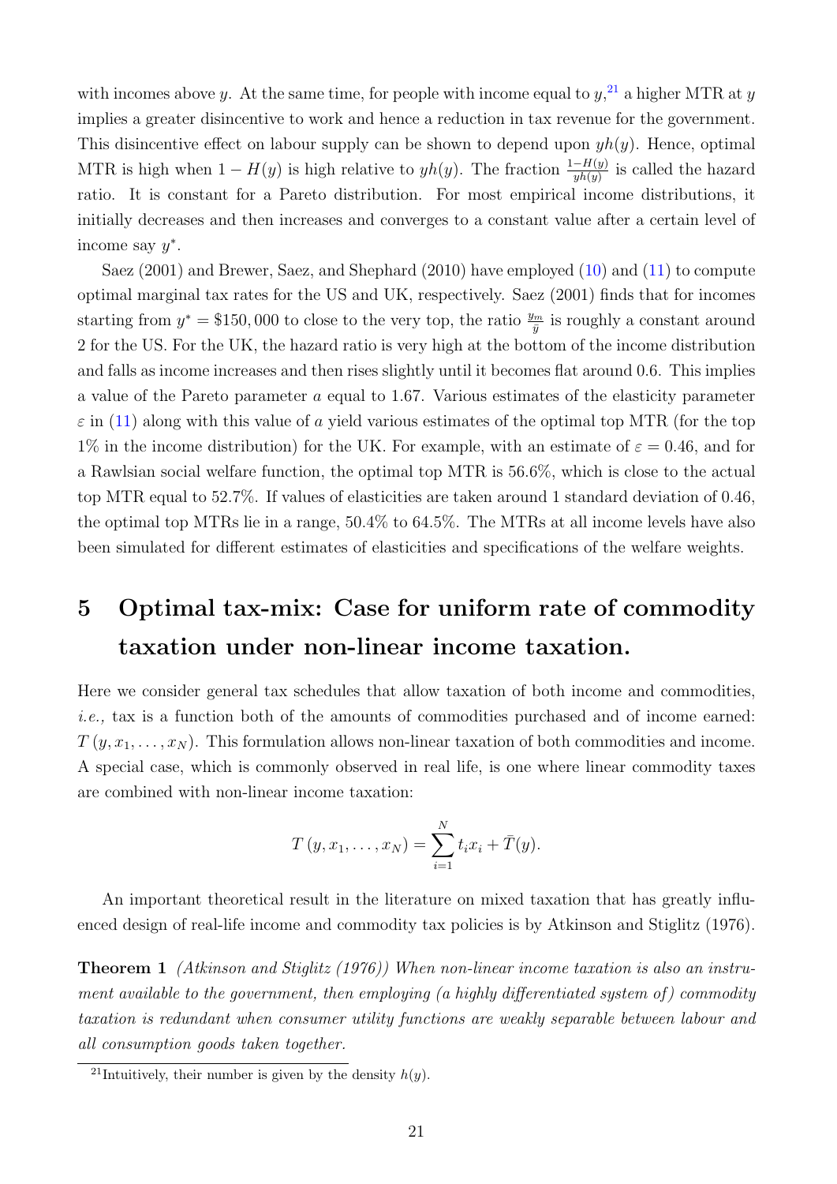with incomes above $y$. At the same time, for people with income equal to $y$,[21] a higher MTR at $y$ implies a greater disincentive to work and hence a reduction in tax revenue for the government. This disincentive effect on labour supply can be shown to depend upon $yh(y)$. Hence, optimal MTR is high when $1 - H(y)$ is high relative to $yh(y)$. The fraction $\frac{1-H(y)}{yh(y)}$ is called the hazard ratio. It is constant for a Pareto distribution. For most empirical income distributions, it initially decreases and then increases and converges to a constant value after a certain level of income say $y^*$.

Saez (2001) and Brewer, Saez, and Shephard (2010) have employed (10) and (11) to compute optimal marginal tax rates for the US and UK, respectively. Saez (2001) finds that for incomes starting from $y^* = \$150,000$ to close to the very top, the ratio $\frac{y_m}{\bar{y}}$ is roughly a constant around 2 for the US. For the UK, the hazard ratio is very high at the bottom of the income distribution and falls as income increases and then rises slightly until it becomes flat around 0.6. This implies a value of the Pareto parameter $a$ equal to 1.67. Various estimates of the elasticity parameter $\varepsilon$ in (11) along with this value of $a$ yield various estimates of the optimal top MTR (for the top 1% in the income distribution) for the UK. For example, with an estimate of $\varepsilon = 0.46$, and for a Rawlsian social welfare function, the optimal top MTR is 56.6%, which is close to the actual top MTR equal to 52.7%. If values of elasticities are taken around 1 standard deviation of 0.46, the optimal top MTRs lie in a range, 50.4% to 64.5%. The MTRs at all income levels have also been simulated for different estimates of elasticities and specifications of the welfare weights.

# 5 Optimal tax-mix: Case for uniform rate of commodity taxation under non-linear income taxation.

Here we consider general tax schedules that allow taxation of both income and commodities, *i.e.,* tax is a function both of the amounts of commodities purchased and of income earned: $T(y, x_1, \ldots, x_N)$. This formulation allows non-linear taxation of both commodities and income. A special case, which is commonly observed in real life, is one where linear commodity taxes are combined with non-linear income taxation:

$$T(y, x_1, \ldots, x_N) = \sum_{i=1}^{N} t_i x_i + \bar{T}(y).$$

An important theoretical result in the literature on mixed taxation that has greatly influenced design of real-life income and commodity tax policies is by Atkinson and Stiglitz (1976).

**Theorem 1** *(Atkinson and Stiglitz (1976)) When non-linear income taxation is also an instrument available to the government, then employing (a highly differentiated system of) commodity taxation is redundant when consumer utility functions are weakly separable between labour and all consumption goods taken together.*

[21] Intuitively, their number is given by the density $h(y)$.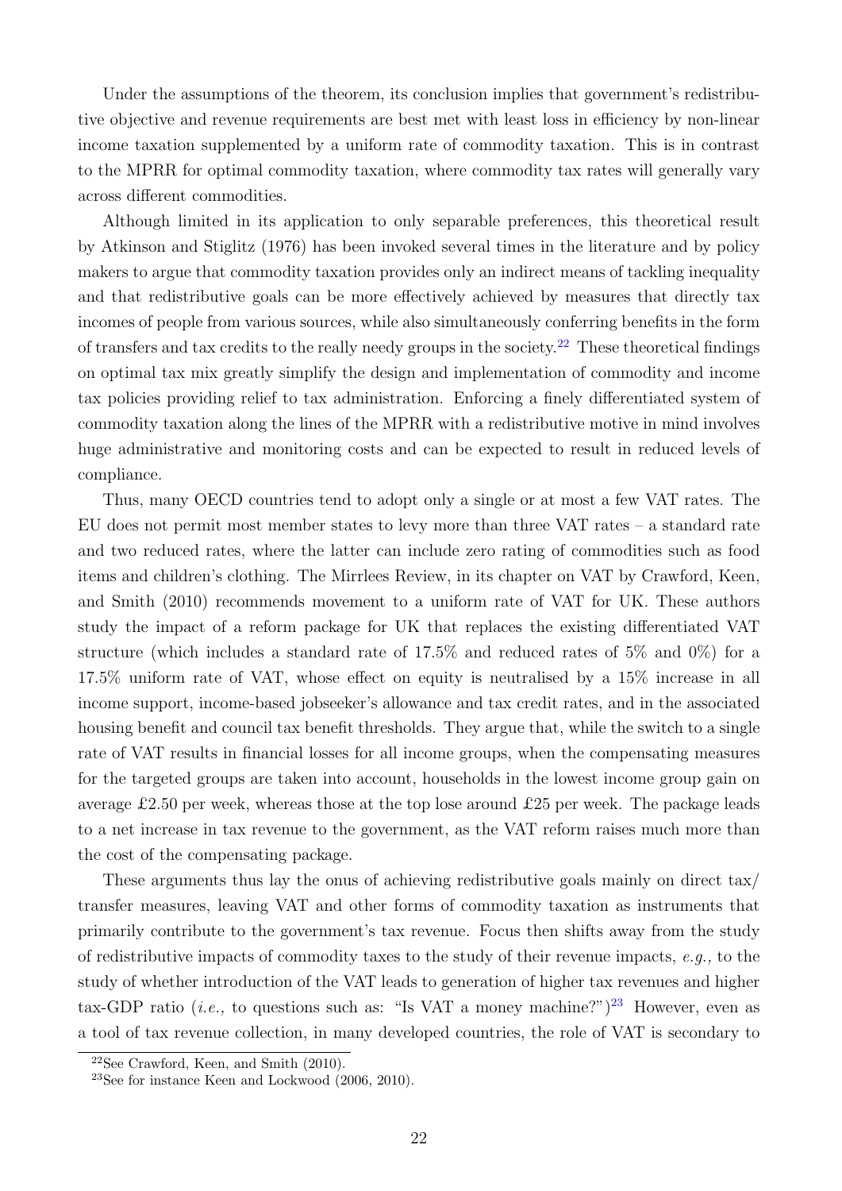Under the assumptions of the theorem, its conclusion implies that government's redistributive objective and revenue requirements are best met with least loss in efficiency by non-linear income taxation supplemented by a uniform rate of commodity taxation. This is in contrast to the MPRR for optimal commodity taxation, where commodity tax rates will generally vary across different commodities.

Although limited in its application to only separable preferences, this theoretical result by Atkinson and Stiglitz (1976) has been invoked several times in the literature and by policy makers to argue that commodity taxation provides only an indirect means of tackling inequality and that redistributive goals can be more effectively achieved by measures that directly tax incomes of people from various sources, while also simultaneously conferring benefits in the form of transfers and tax credits to the really needy groups in the society.[22] These theoretical findings on optimal tax mix greatly simplify the design and implementation of commodity and income tax policies providing relief to tax administration. Enforcing a finely differentiated system of commodity taxation along the lines of the MPRR with a redistributive motive in mind involves huge administrative and monitoring costs and can be expected to result in reduced levels of compliance.

Thus, many OECD countries tend to adopt only a single or at most a few VAT rates. The EU does not permit most member states to levy more than three VAT rates – a standard rate and two reduced rates, where the latter can include zero rating of commodities such as food items and children's clothing. The Mirrlees Review, in its chapter on VAT by Crawford, Keen, and Smith (2010) recommends movement to a uniform rate of VAT for UK. These authors study the impact of a reform package for UK that replaces the existing differentiated VAT structure (which includes a standard rate of 17.5% and reduced rates of 5% and 0%) for a 17.5% uniform rate of VAT, whose effect on equity is neutralised by a 15% increase in all income support, income-based jobseeker's allowance and tax credit rates, and in the associated housing benefit and council tax benefit thresholds. They argue that, while the switch to a single rate of VAT results in financial losses for all income groups, when the compensating measures for the targeted groups are taken into account, households in the lowest income group gain on average £2.50 per week, whereas those at the top lose around £25 per week. The package leads to a net increase in tax revenue to the government, as the VAT reform raises much more than the cost of the compensating package.

These arguments thus lay the onus of achieving redistributive goals mainly on direct tax/ transfer measures, leaving VAT and other forms of commodity taxation as instruments that primarily contribute to the government's tax revenue. Focus then shifts away from the study of redistributive impacts of commodity taxes to the study of their revenue impacts, *e.g.,* to the study of whether introduction of the VAT leads to generation of higher tax revenues and higher tax-GDP ratio (*i.e.,* to questions such as: "Is VAT a money machine?")[23] However, even as a tool of tax revenue collection, in many developed countries, the role of VAT is secondary to

[22] See Crawford, Keen, and Smith (2010).

[23] See for instance Keen and Lockwood (2006, 2010).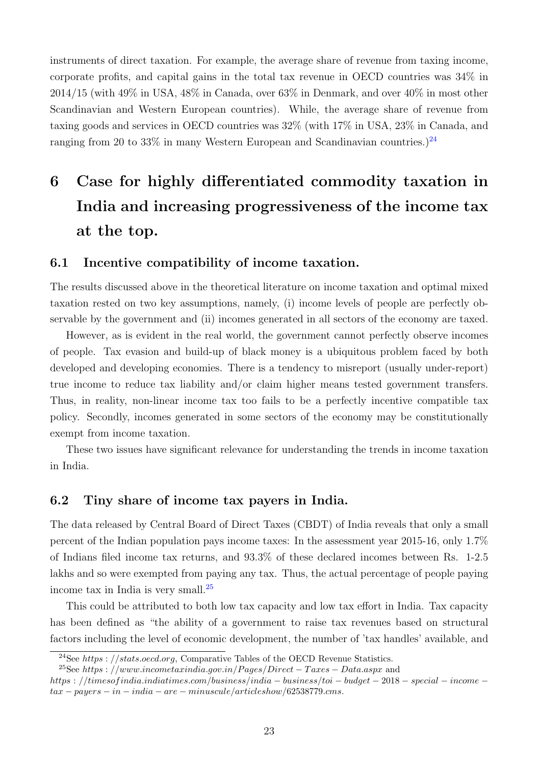instruments of direct taxation. For example, the average share of revenue from taxing income, corporate profits, and capital gains in the total tax revenue in OECD countries was 34% in 2014/15 (with 49% in USA, 48% in Canada, over 63% in Denmark, and over 40% in most other Scandinavian and Western European countries). While, the average share of revenue from taxing goods and services in OECD countries was 32% (with 17% in USA, 23% in Canada, and ranging from 20 to 33% in many Western European and Scandinavian countries.)[24]

## 6 Case for highly differentiated commodity taxation in India and increasing progressiveness of the income tax at the top.

### 6.1 Incentive compatibility of income taxation.

The results discussed above in the theoretical literature on income taxation and optimal mixed taxation rested on two key assumptions, namely, (i) income levels of people are perfectly observable by the government and (ii) incomes generated in all sectors of the economy are taxed.

However, as is evident in the real world, the government cannot perfectly observe incomes of people. Tax evasion and build-up of black money is a ubiquitous problem faced by both developed and developing economies. There is a tendency to misreport (usually under-report) true income to reduce tax liability and/or claim higher means tested government transfers. Thus, in reality, non-linear income tax too fails to be a perfectly incentive compatible tax policy. Secondly, incomes generated in some sectors of the economy may be constitutionally exempt from income taxation.

These two issues have significant relevance for understanding the trends in income taxation in India.

### 6.2 Tiny share of income tax payers in India.

The data released by Central Board of Direct Taxes (CBDT) of India reveals that only a small percent of the Indian population pays income taxes: In the assessment year 2015-16, only 1.7% of Indians filed income tax returns, and 93.3% of these declared incomes between Rs. 1-2.5 lakhs and so were exempted from paying any tax. Thus, the actual percentage of people paying income tax in India is very small.[25]

This could be attributed to both low tax capacity and low tax effort in India. Tax capacity has been defined as "the ability of a government to raise tax revenues based on structural factors including the level of economic development, the number of 'tax handles' available, and

---

[24] See *https://stats.oecd.org*, Comparative Tables of the OECD Revenue Statistics.

[25] See *https://www.incometaxindia.gov.in/Pages/Direct-Taxes-Data.aspx* and *https://timesofindia.indiatimes.com/business/india-business/toi-budget-2018-special-income-tax-payers-in-india-are-minuscule/articleshow/62538779.cms*.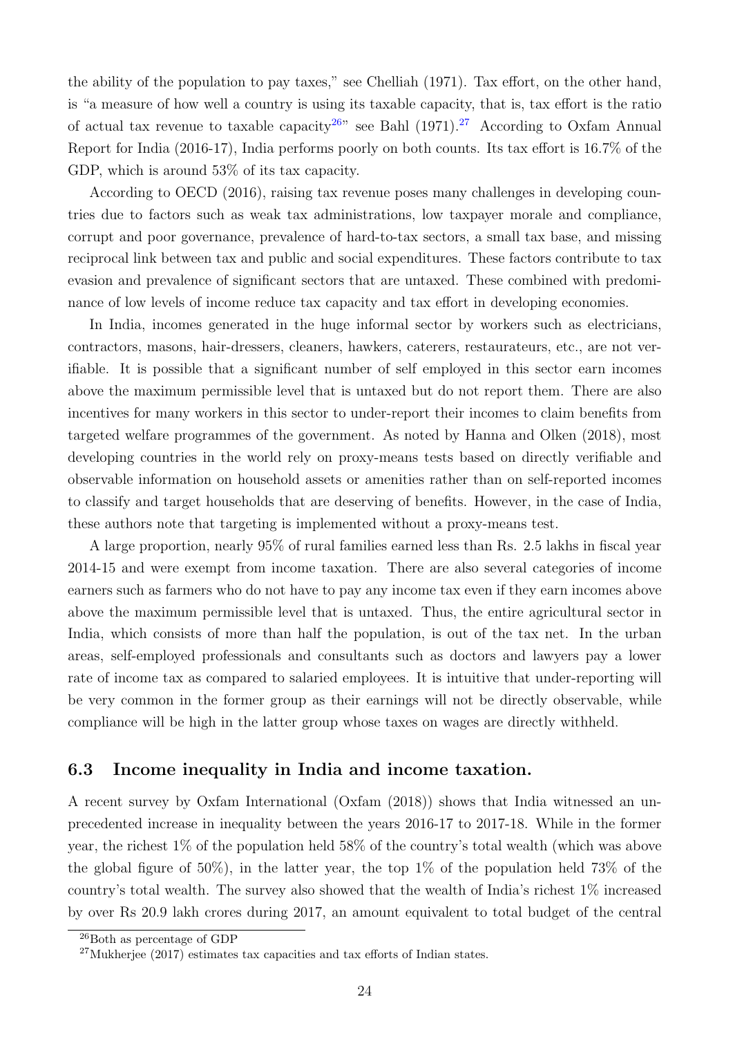the ability of the population to pay taxes," see Chelliah (1971). Tax effort, on the other hand, is "a measure of how well a country is using its taxable capacity, that is, tax effort is the ratio of actual tax revenue to taxable capacity[26]" see Bahl (1971).[27] According to Oxfam Annual Report for India (2016-17), India performs poorly on both counts. Its tax effort is 16.7% of the GDP, which is around 53% of its tax capacity.

According to OECD (2016), raising tax revenue poses many challenges in developing countries due to factors such as weak tax administrations, low taxpayer morale and compliance, corrupt and poor governance, prevalence of hard-to-tax sectors, a small tax base, and missing reciprocal link between tax and public and social expenditures. These factors contribute to tax evasion and prevalence of significant sectors that are untaxed. These combined with predominance of low levels of income reduce tax capacity and tax effort in developing economies.

In India, incomes generated in the huge informal sector by workers such as electricians, contractors, masons, hair-dressers, cleaners, hawkers, caterers, restaurateurs, etc., are not verifiable. It is possible that a significant number of self employed in this sector earn incomes above the maximum permissible level that is untaxed but do not report them. There are also incentives for many workers in this sector to under-report their incomes to claim benefits from targeted welfare programmes of the government. As noted by Hanna and Olken (2018), most developing countries in the world rely on proxy-means tests based on directly verifiable and observable information on household assets or amenities rather than on self-reported incomes to classify and target households that are deserving of benefits. However, in the case of India, these authors note that targeting is implemented without a proxy-means test.

A large proportion, nearly 95% of rural families earned less than Rs. 2.5 lakhs in fiscal year 2014-15 and were exempt from income taxation. There are also several categories of income earners such as farmers who do not have to pay any income tax even if they earn incomes above above the maximum permissible level that is untaxed. Thus, the entire agricultural sector in India, which consists of more than half the population, is out of the tax net. In the urban areas, self-employed professionals and consultants such as doctors and lawyers pay a lower rate of income tax as compared to salaried employees. It is intuitive that under-reporting will be very common in the former group as their earnings will not be directly observable, while compliance will be high in the latter group whose taxes on wages are directly withheld.

### 6.3 Income inequality in India and income taxation.

A recent survey by Oxfam International (Oxfam (2018)) shows that India witnessed an unprecedented increase in inequality between the years 2016-17 to 2017-18. While in the former year, the richest 1% of the population held 58% of the country's total wealth (which was above the global figure of 50%), in the latter year, the top 1% of the population held 73% of the country's total wealth. The survey also showed that the wealth of India's richest 1% increased by over Rs 20.9 lakh crores during 2017, an amount equivalent to total budget of the central

[26] Both as percentage of GDP

[27] Mukherjee (2017) estimates tax capacities and tax efforts of Indian states.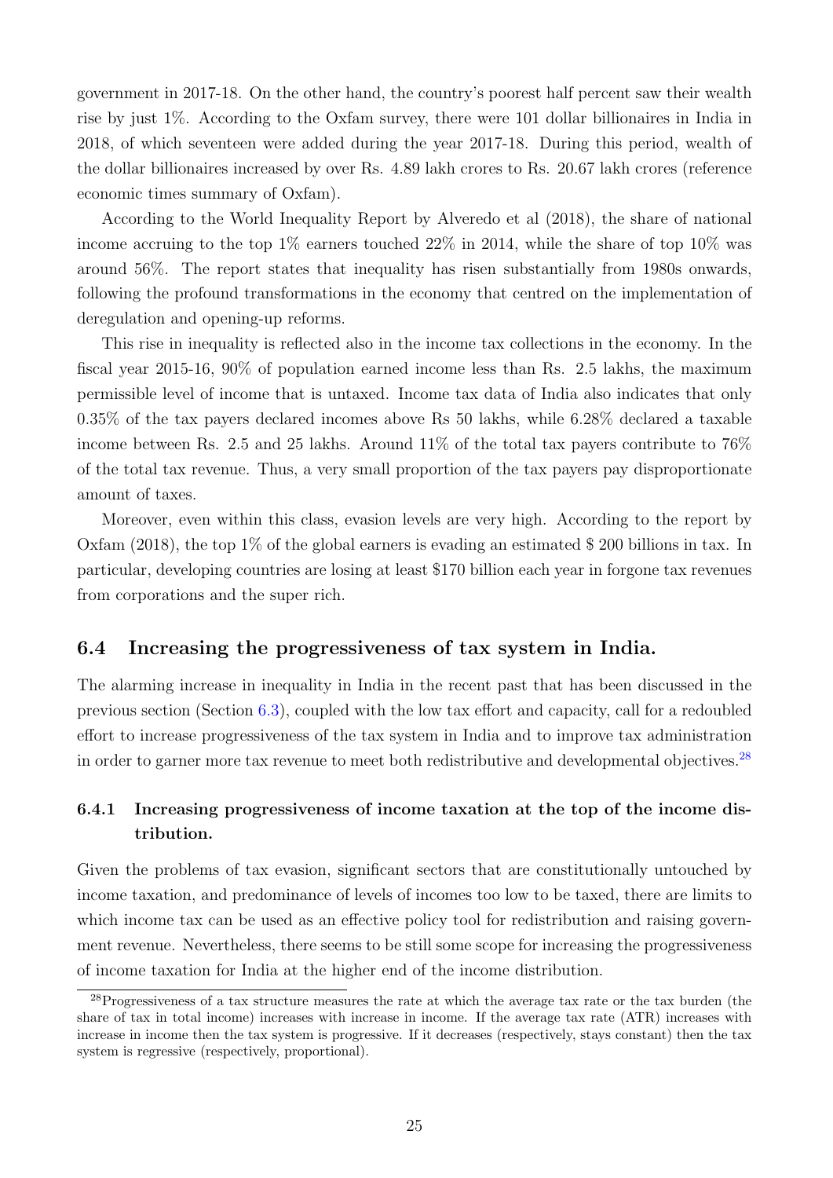government in 2017-18. On the other hand, the country's poorest half percent saw their wealth rise by just 1%. According to the Oxfam survey, there were 101 dollar billionaires in India in 2018, of which seventeen were added during the year 2017-18. During this period, wealth of the dollar billionaires increased by over Rs. 4.89 lakh crores to Rs. 20.67 lakh crores (reference economic times summary of Oxfam).

According to the World Inequality Report by Alveredo et al (2018), the share of national income accruing to the top 1% earners touched 22% in 2014, while the share of top 10% was around 56%. The report states that inequality has risen substantially from 1980s onwards, following the profound transformations in the economy that centred on the implementation of deregulation and opening-up reforms.

This rise in inequality is reflected also in the income tax collections in the economy. In the fiscal year 2015-16, 90% of population earned income less than Rs. 2.5 lakhs, the maximum permissible level of income that is untaxed. Income tax data of India also indicates that only 0.35% of the tax payers declared incomes above Rs 50 lakhs, while 6.28% declared a taxable income between Rs. 2.5 and 25 lakhs. Around 11% of the total tax payers contribute to 76% of the total tax revenue. Thus, a very small proportion of the tax payers pay disproportionate amount of taxes.

Moreover, even within this class, evasion levels are very high. According to the report by Oxfam (2018), the top 1% of the global earners is evading an estimated $ 200 billions in tax. In particular, developing countries are losing at least $170 billion each year in forgone tax revenues from corporations and the super rich.

## 6.4 Increasing the progressiveness of tax system in India.

The alarming increase in inequality in India in the recent past that has been discussed in the previous section (Section 6.3), coupled with the low tax effort and capacity, call for a redoubled effort to increase progressiveness of the tax system in India and to improve tax administration in order to garner more tax revenue to meet both redistributive and developmental objectives.[28]

### 6.4.1 Increasing progressiveness of income taxation at the top of the income distribution.

Given the problems of tax evasion, significant sectors that are constitutionally untouched by income taxation, and predominance of levels of incomes too low to be taxed, there are limits to which income tax can be used as an effective policy tool for redistribution and raising government revenue. Nevertheless, there seems to be still some scope for increasing the progressiveness of income taxation for India at the higher end of the income distribution.

[28] Progressiveness of a tax structure measures the rate at which the average tax rate or the tax burden (the share of tax in total income) increases with increase in income. If the average tax rate (ATR) increases with increase in income then the tax system is progressive. If it decreases (respectively, stays constant) then the tax system is regressive (respectively, proportional).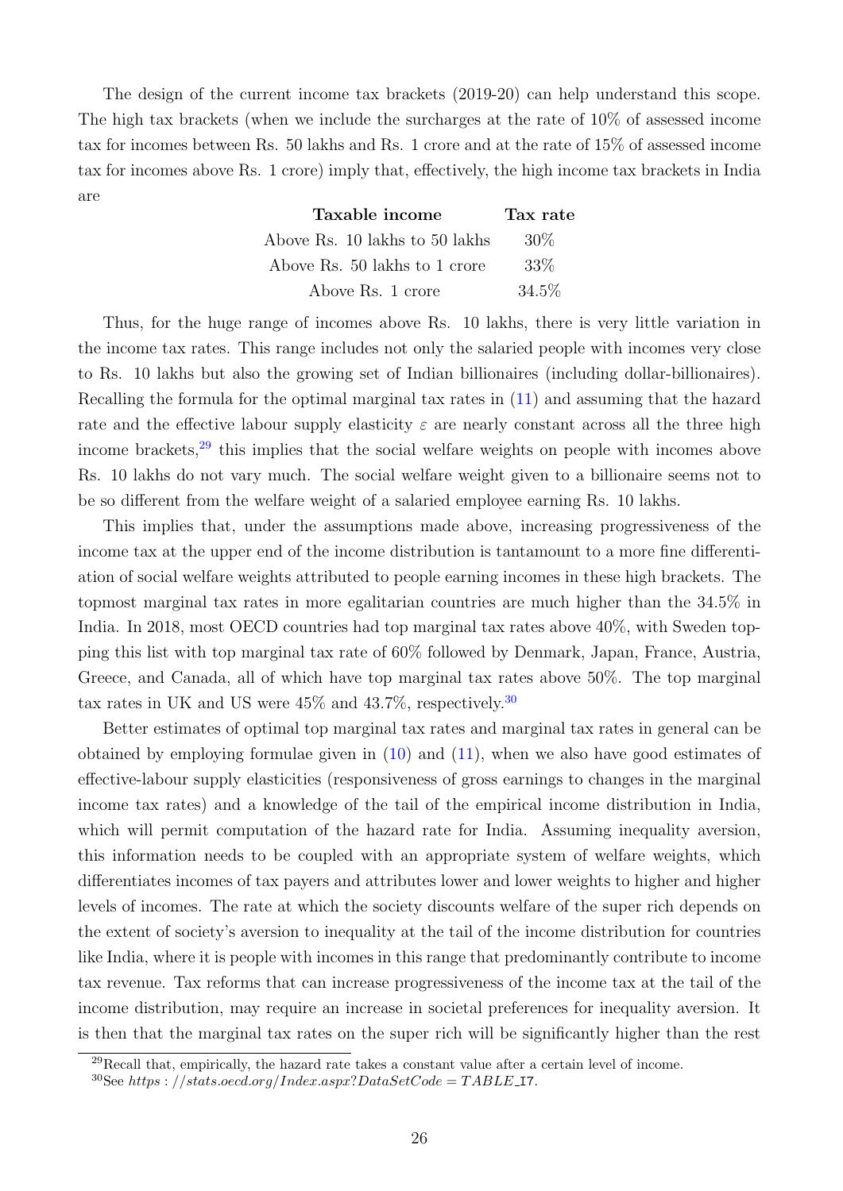The design of the current income tax brackets (2019-20) can help understand this scope. The high tax brackets (when we include the surcharges at the rate of 10% of assessed income tax for incomes between Rs. 50 lakhs and Rs. 1 crore and at the rate of 15% of assessed income tax for incomes above Rs. 1 crore) imply that, effectively, the high income tax brackets in India are

| Taxable income | Tax rate |
|---|---|
| Above Rs. 10 lakhs to 50 lakhs | 30% |
| Above Rs. 50 lakhs to 1 crore | 33% |
| Above Rs. 1 crore | 34.5% |

Thus, for the huge range of incomes above Rs. 10 lakhs, there is very little variation in the income tax rates. This range includes not only the salaried people with incomes very close to Rs. 10 lakhs but also the growing set of Indian billionaires (including dollar-billionaires). Recalling the formula for the optimal marginal tax rates in (11) and assuming that the hazard rate and the effective labour supply elasticity $\varepsilon$ are nearly constant across all the three high income brackets,[29] this implies that the social welfare weights on people with incomes above Rs. 10 lakhs do not vary much. The social welfare weight given to a billionaire seems not to be so different from the welfare weight of a salaried employee earning Rs. 10 lakhs.

This implies that, under the assumptions made above, increasing progressiveness of the income tax at the upper end of the income distribution is tantamount to a more fine differentiation of social welfare weights attributed to people earning incomes in these high brackets. The topmost marginal tax rates in more egalitarian countries are much higher than the 34.5% in India. In 2018, most OECD countries had top marginal tax rates above 40%, with Sweden topping this list with top marginal tax rate of 60% followed by Denmark, Japan, France, Austria, Greece, and Canada, all of which have top marginal tax rates above 50%. The top marginal tax rates in UK and US were 45% and 43.7%, respectively.[30]

Better estimates of optimal top marginal tax rates and marginal tax rates in general can be obtained by employing formulae given in (10) and (11), when we also have good estimates of effective-labour supply elasticities (responsiveness of gross earnings to changes in the marginal income tax rates) and a knowledge of the tail of the empirical income distribution in India, which will permit computation of the hazard rate for India. Assuming inequality aversion, this information needs to be coupled with an appropriate system of welfare weights, which differentiates incomes of tax payers and attributes lower and lower weights to higher and higher levels of incomes. The rate at which the society discounts welfare of the super rich depends on the extent of society's aversion to inequality at the tail of the income distribution for countries like India, where it is people with incomes in this range that predominantly contribute to income tax revenue. Tax reforms that can increase progressiveness of the income tax at the tail of the income distribution, may require an increase in societal preferences for inequality aversion. It is then that the marginal tax rates on the super rich will be significantly higher than the rest

[29] Recall that, empirically, the hazard rate takes a constant value after a certain level of income.

[30] See *https://stats.oecd.org/Index.aspx?DataSetCode=TABLE_I7*.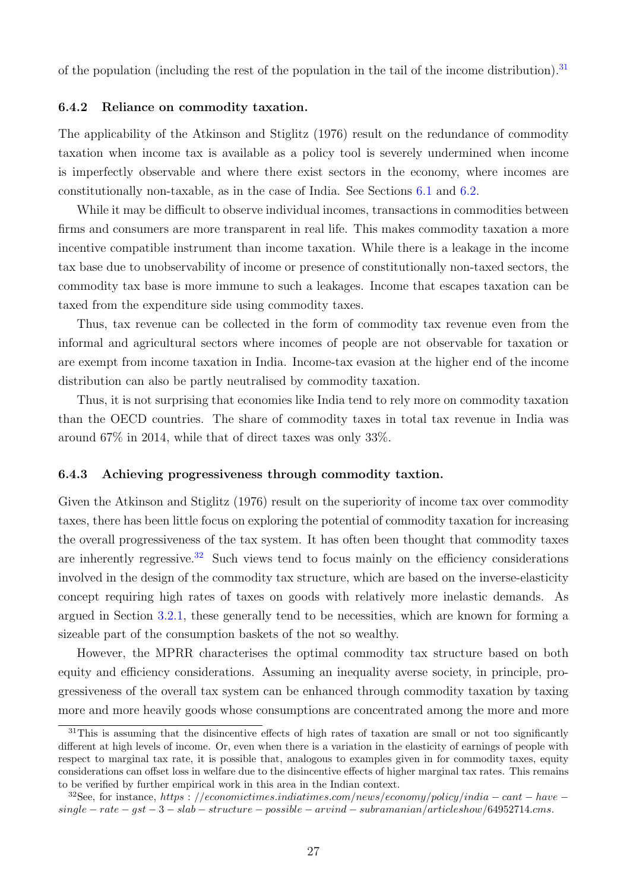of the population (including the rest of the population in the tail of the income distribution).[31]

### 6.4.2 Reliance on commodity taxation.

The applicability of the Atkinson and Stiglitz (1976) result on the redundance of commodity taxation when income tax is available as a policy tool is severely undermined when income is imperfectly observable and where there exist sectors in the economy, where incomes are constitutionally non-taxable, as in the case of India. See Sections 6.1 and 6.2.

While it may be difficult to observe individual incomes, transactions in commodities between firms and consumers are more transparent in real life. This makes commodity taxation a more incentive compatible instrument than income taxation. While there is a leakage in the income tax base due to unobservability of income or presence of constitutionally non-taxed sectors, the commodity tax base is more immune to such a leakages. Income that escapes taxation can be taxed from the expenditure side using commodity taxes.

Thus, tax revenue can be collected in the form of commodity tax revenue even from the informal and agricultural sectors where incomes of people are not observable for taxation or are exempt from income taxation in India. Income-tax evasion at the higher end of the income distribution can also be partly neutralised by commodity taxation.

Thus, it is not surprising that economies like India tend to rely more on commodity taxation than the OECD countries. The share of commodity taxes in total tax revenue in India was around 67% in 2014, while that of direct taxes was only 33%.

### 6.4.3 Achieving progressiveness through commodity taxtion.

Given the Atkinson and Stiglitz (1976) result on the superiority of income tax over commodity taxes, there has been little focus on exploring the potential of commodity taxation for increasing the overall progressiveness of the tax system. It has often been thought that commodity taxes are inherently regressive.[32] Such views tend to focus mainly on the efficiency considerations involved in the design of the commodity tax structure, which are based on the inverse-elasticity concept requiring high rates of taxes on goods with relatively more inelastic demands. As argued in Section 3.2.1, these generally tend to be necessities, which are known for forming a sizeable part of the consumption baskets of the not so wealthy.

However, the MPRR characterises the optimal commodity tax structure based on both equity and efficiency considerations. Assuming an inequality averse society, in principle, progressiveness of the overall tax system can be enhanced through commodity taxation by taxing more and more heavily goods whose consumptions are concentrated among the more and more

[31] This is assuming that the disincentive effects of high rates of taxation are small or not too significantly different at high levels of income. Or, even when there is a variation in the elasticity of earnings of people with respect to marginal tax rate, it is possible that, analogous to examples given in for commodity taxes, equity considerations can offset loss in welfare due to the disincentive effects of higher marginal tax rates. This remains to be verified by further empirical work in this area in the Indian context.

[32] See, for instance, *https://economictimes.indiatimes.com/news/economy/policy/india-cant-have-single-rate-gst-3-slab-structure-possible-arvind-subramanian/articleshow/64952714.cms.*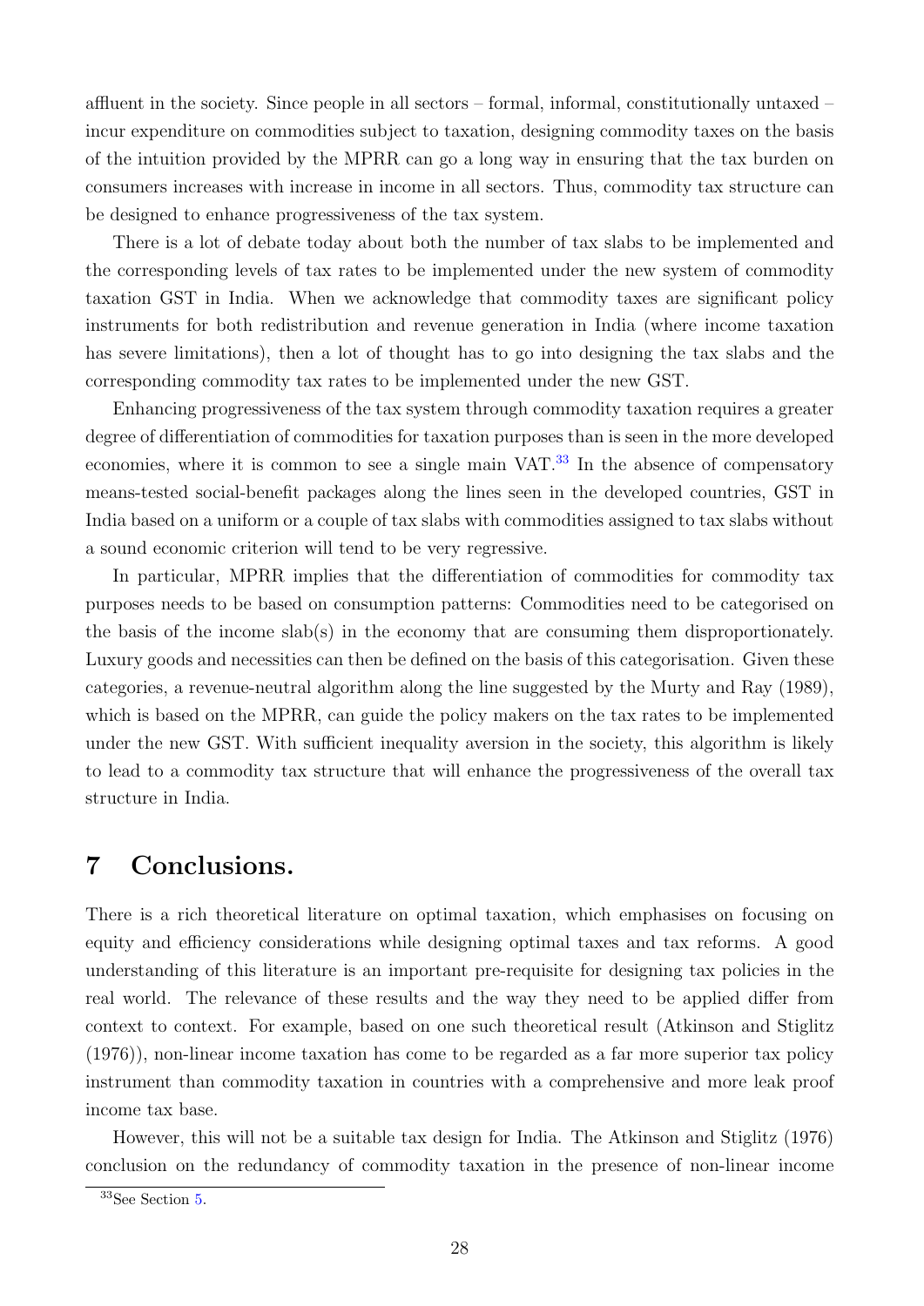affluent in the society. Since people in all sectors – formal, informal, constitutionally untaxed – incur expenditure on commodities subject to taxation, designing commodity taxes on the basis of the intuition provided by the MPRR can go a long way in ensuring that the tax burden on consumers increases with increase in income in all sectors. Thus, commodity tax structure can be designed to enhance progressiveness of the tax system.

There is a lot of debate today about both the number of tax slabs to be implemented and the corresponding levels of tax rates to be implemented under the new system of commodity taxation GST in India. When we acknowledge that commodity taxes are significant policy instruments for both redistribution and revenue generation in India (where income taxation has severe limitations), then a lot of thought has to go into designing the tax slabs and the corresponding commodity tax rates to be implemented under the new GST.

Enhancing progressiveness of the tax system through commodity taxation requires a greater degree of differentiation of commodities for taxation purposes than is seen in the more developed economies, where it is common to see a single main VAT.[33] In the absence of compensatory means-tested social-benefit packages along the lines seen in the developed countries, GST in India based on a uniform or a couple of tax slabs with commodities assigned to tax slabs without a sound economic criterion will tend to be very regressive.

In particular, MPRR implies that the differentiation of commodities for commodity tax purposes needs to be based on consumption patterns: Commodities need to be categorised on the basis of the income slab(s) in the economy that are consuming them disproportionately. Luxury goods and necessities can then be defined on the basis of this categorisation. Given these categories, a revenue-neutral algorithm along the line suggested by the Murty and Ray (1989), which is based on the MPRR, can guide the policy makers on the tax rates to be implemented under the new GST. With sufficient inequality aversion in the society, this algorithm is likely to lead to a commodity tax structure that will enhance the progressiveness of the overall tax structure in India.

# 7 Conclusions.

There is a rich theoretical literature on optimal taxation, which emphasises on focusing on equity and efficiency considerations while designing optimal taxes and tax reforms. A good understanding of this literature is an important pre-requisite for designing tax policies in the real world. The relevance of these results and the way they need to be applied differ from context to context. For example, based on one such theoretical result (Atkinson and Stiglitz (1976)), non-linear income taxation has come to be regarded as a far more superior tax policy instrument than commodity taxation in countries with a comprehensive and more leak proof income tax base.

However, this will not be a suitable tax design for India. The Atkinson and Stiglitz (1976) conclusion on the redundancy of commodity taxation in the presence of non-linear income

[33] See Section 5.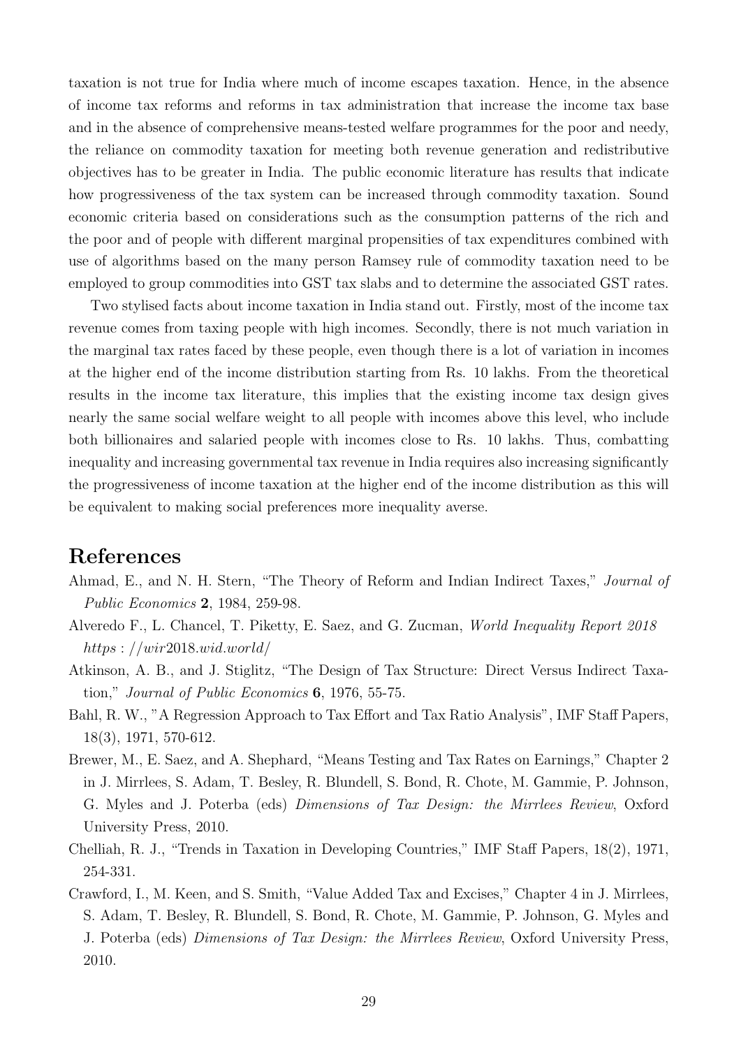taxation is not true for India where much of income escapes taxation. Hence, in the absence of income tax reforms and reforms in tax administration that increase the income tax base and in the absence of comprehensive means-tested welfare programmes for the poor and needy, the reliance on commodity taxation for meeting both revenue generation and redistributive objectives has to be greater in India. The public economic literature has results that indicate how progressiveness of the tax system can be increased through commodity taxation. Sound economic criteria based on considerations such as the consumption patterns of the rich and the poor and of people with different marginal propensities of tax expenditures combined with use of algorithms based on the many person Ramsey rule of commodity taxation need to be employed to group commodities into GST tax slabs and to determine the associated GST rates.

Two stylised facts about income taxation in India stand out. Firstly, most of the income tax revenue comes from taxing people with high incomes. Secondly, there is not much variation in the marginal tax rates faced by these people, even though there is a lot of variation in incomes at the higher end of the income distribution starting from Rs. 10 lakhs. From the theoretical results in the income tax literature, this implies that the existing income tax design gives nearly the same social welfare weight to all people with incomes above this level, who include both billionaires and salaried people with incomes close to Rs. 10 lakhs. Thus, combatting inequality and increasing governmental tax revenue in India requires also increasing significantly the progressiveness of income taxation at the higher end of the income distribution as this will be equivalent to making social preferences more inequality averse.

# References

Ahmad, E., and N. H. Stern, "The Theory of Reform and Indian Indirect Taxes," *Journal of Public Economics* **2**, 1984, 259-98.

Alveredo F., L. Chancel, T. Piketty, E. Saez, and G. Zucman, *World Inequality Report 2018* https://wir2018.wid.world/

Atkinson, A. B., and J. Stiglitz, "The Design of Tax Structure: Direct Versus Indirect Taxation," *Journal of Public Economics* **6**, 1976, 55-75.

Bahl, R. W., "A Regression Approach to Tax Effort and Tax Ratio Analysis", IMF Staff Papers, 18(3), 1971, 570-612.

Brewer, M., E. Saez, and A. Shephard, "Means Testing and Tax Rates on Earnings," Chapter 2 in J. Mirrlees, S. Adam, T. Besley, R. Blundell, S. Bond, R. Chote, M. Gammie, P. Johnson, G. Myles and J. Poterba (eds) *Dimensions of Tax Design: the Mirrlees Review*, Oxford University Press, 2010.

Chelliah, R. J., "Trends in Taxation in Developing Countries," IMF Staff Papers, 18(2), 1971, 254-331.

Crawford, I., M. Keen, and S. Smith, "Value Added Tax and Excises," Chapter 4 in J. Mirrlees, S. Adam, T. Besley, R. Blundell, S. Bond, R. Chote, M. Gammie, P. Johnson, G. Myles and J. Poterba (eds) *Dimensions of Tax Design: the Mirrlees Review*, Oxford University Press, 2010.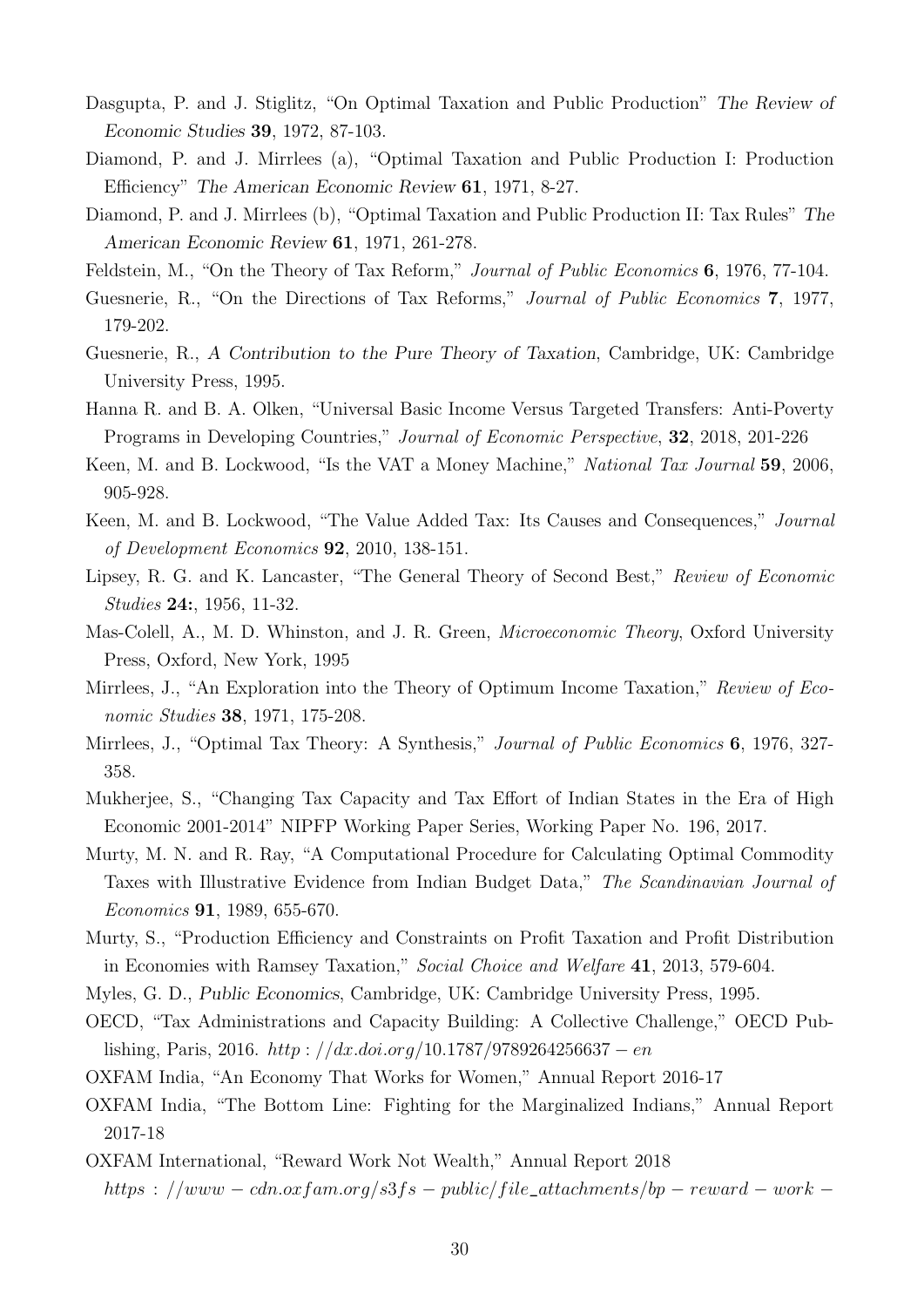Dasgupta, P. and J. Stiglitz, "On Optimal Taxation and Public Production" *The Review of Economic Studies* **39**, 1972, 87-103.

Diamond, P. and J. Mirrlees (a), "Optimal Taxation and Public Production I: Production Efficiency" *The American Economic Review* **61**, 1971, 8-27.

Diamond, P. and J. Mirrlees (b), "Optimal Taxation and Public Production II: Tax Rules" *The American Economic Review* **61**, 1971, 261-278.

Feldstein, M., "On the Theory of Tax Reform," *Journal of Public Economics* **6**, 1976, 77-104.

Guesnerie, R., "On the Directions of Tax Reforms," *Journal of Public Economics* **7**, 1977, 179-202.

Guesnerie, R., *A Contribution to the Pure Theory of Taxation*, Cambridge, UK: Cambridge University Press, 1995.

Hanna R. and B. A. Olken, "Universal Basic Income Versus Targeted Transfers: Anti-Poverty Programs in Developing Countries," *Journal of Economic Perspective*, **32**, 2018, 201-226

Keen, M. and B. Lockwood, "Is the VAT a Money Machine," *National Tax Journal* **59**, 2006, 905-928.

Keen, M. and B. Lockwood, "The Value Added Tax: Its Causes and Consequences," *Journal of Development Economics* **92**, 2010, 138-151.

Lipsey, R. G. and K. Lancaster, "The General Theory of Second Best," *Review of Economic Studies* **24:**, 1956, 11-32.

Mas-Colell, A., M. D. Whinston, and J. R. Green, *Microeconomic Theory*, Oxford University Press, Oxford, New York, 1995

Mirrlees, J., "An Exploration into the Theory of Optimum Income Taxation," *Review of Economic Studies* **38**, 1971, 175-208.

Mirrlees, J., "Optimal Tax Theory: A Synthesis," *Journal of Public Economics* **6**, 1976, 327-358.

Mukherjee, S., "Changing Tax Capacity and Tax Effort of Indian States in the Era of High Economic 2001-2014" NIPFP Working Paper Series, Working Paper No. 196, 2017.

Murty, M. N. and R. Ray, "A Computational Procedure for Calculating Optimal Commodity Taxes with Illustrative Evidence from Indian Budget Data," *The Scandinavian Journal of Economics* **91**, 1989, 655-670.

Murty, S., "Production Efficiency and Constraints on Profit Taxation and Profit Distribution in Economies with Ramsey Taxation," *Social Choice and Welfare* **41**, 2013, 579-604.

Myles, G. D., *Public Economics*, Cambridge, UK: Cambridge University Press, 1995.

OECD, "Tax Administrations and Capacity Building: A Collective Challenge," OECD Publishing, Paris, 2016. *http://dx.doi.org/10.1787/9789264256637-en*

OXFAM India, "An Economy That Works for Women," Annual Report 2016-17

OXFAM India, "The Bottom Line: Fighting for the Marginalized Indians," Annual Report 2017-18

OXFAM International, "Reward Work Not Wealth," Annual Report 2018
*https://www-cdn.oxfam.org/s3fs-public/file_attachments/bp-reward-work-*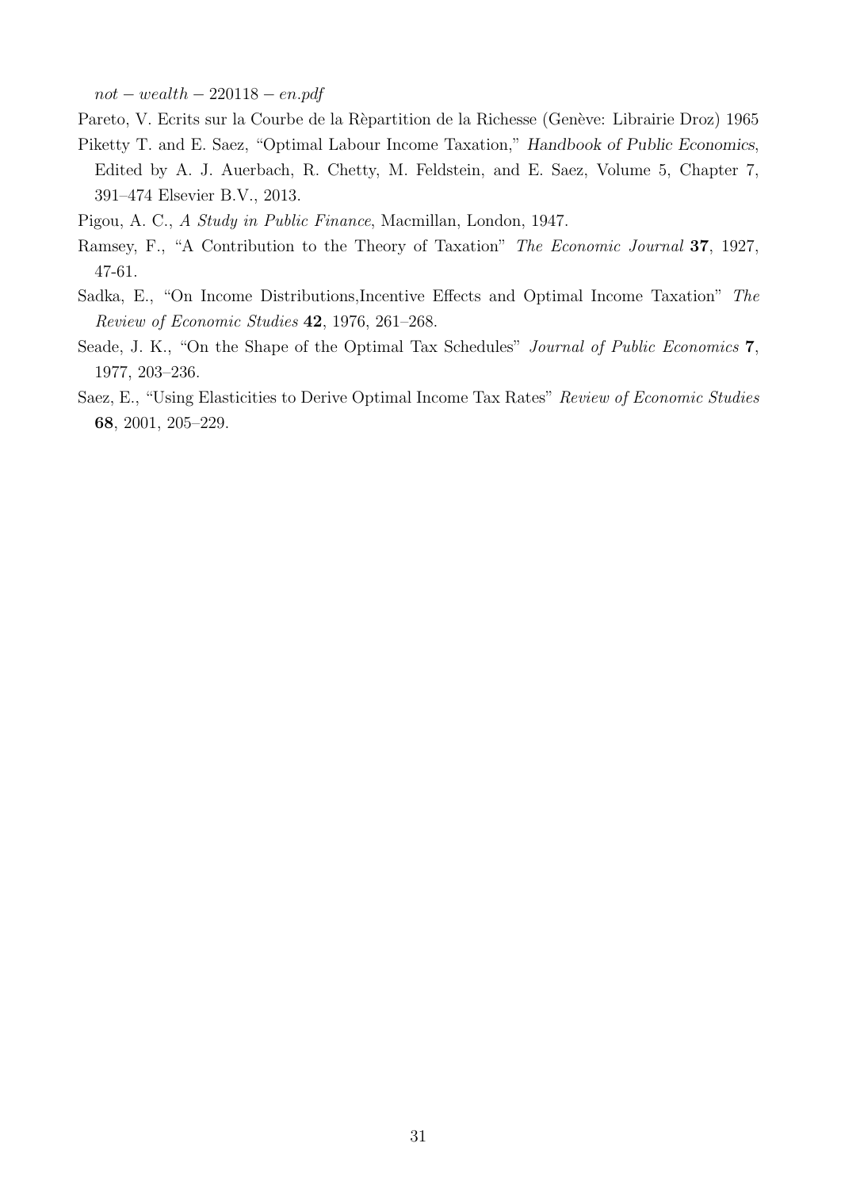$not - wealth - 220118 - en.pdf$

Pareto, V. Ecrits sur la Courbe de la Rèpartition de la Richesse (Genève: Librairie Droz) 1965

Piketty T. and E. Saez, "Optimal Labour Income Taxation," *Handbook of Public Economics*, Edited by A. J. Auerbach, R. Chetty, M. Feldstein, and E. Saez, Volume 5, Chapter 7, 391–474 Elsevier B.V., 2013.

Pigou, A. C., *A Study in Public Finance*, Macmillan, London, 1947.

Ramsey, F., "A Contribution to the Theory of Taxation" *The Economic Journal* **37**, 1927, 47-61.

Sadka, E., "On Income Distributions,Incentive Effects and Optimal Income Taxation" *The Review of Economic Studies* **42**, 1976, 261–268.

Seade, J. K., "On the Shape of the Optimal Tax Schedules" *Journal of Public Economics* **7**, 1977, 203–236.

Saez, E., "Using Elasticities to Derive Optimal Income Tax Rates" *Review of Economic Studies* **68**, 2001, 205–229.